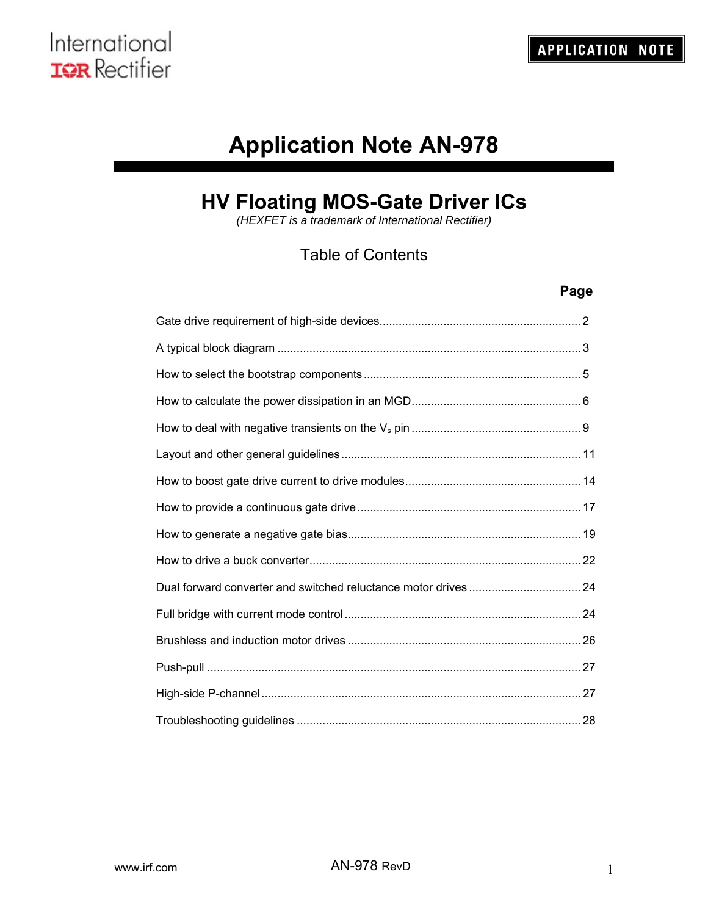International
IOR Rectifier

APPLICATION NOTE

# Application Note AN-978

## HV Floating MOS-Gate Driver ICs

*(HEXFET is a trademark of International Rectifier)*

### Table of Contents

| | Page |
|---|---|
| Gate drive requirement of high-side devices | 2 |
| A typical block diagram | 3 |
| How to select the bootstrap components | 5 |
| How to calculate the power dissipation in an MGD | 6 |
| How to deal with negative transients on the $V_s$ pin | 9 |
| Layout and other general guidelines | 11 |
| How to boost gate drive current to drive modules | 14 |
| How to provide a continuous gate drive | 17 |
| How to generate a negative gate bias | 19 |
| How to drive a buck converter | 22 |
| Dual forward converter and switched reluctance motor drives | 24 |
| Full bridge with current mode control | 24 |
| Brushless and induction motor drives | 26 |
| Push-pull | 27 |
| High-side P-channel | 27 |
| Troubleshooting guidelines | 28 |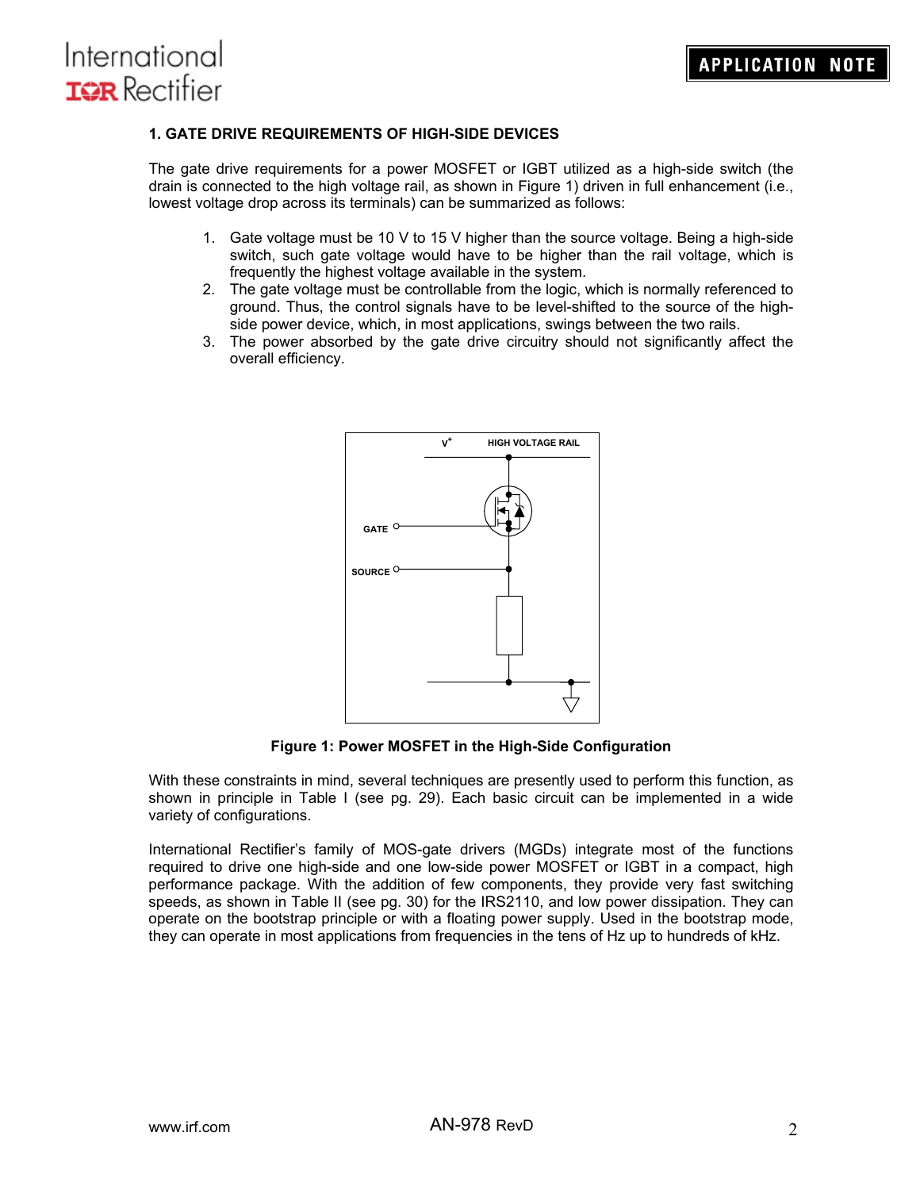## 1. GATE DRIVE REQUIREMENTS OF HIGH-SIDE DEVICES

The gate drive requirements for a power MOSFET or IGBT utilized as a high-side switch (the drain is connected to the high voltage rail, as shown in Figure 1) driven in full enhancement (i.e., lowest voltage drop across its terminals) can be summarized as follows:

1. Gate voltage must be 10 V to 15 V higher than the source voltage. Being a high-side switch, such gate voltage would have to be higher than the rail voltage, which is frequently the highest voltage available in the system.
2. The gate voltage must be controllable from the logic, which is normally referenced to ground. Thus, the control signals have to be level-shifted to the source of the high-side power device, which, in most applications, swings between the two rails.
3. The power absorbed by the gate drive circuitry should not significantly affect the overall efficiency.

**Figure 1: Power MOSFET in the High-Side Configuration**

With these constraints in mind, several techniques are presently used to perform this function, as shown in principle in Table I (see pg. 29). Each basic circuit can be implemented in a wide variety of configurations.

International Rectifier's family of MOS-gate drivers (MGDs) integrate most of the functions required to drive one high-side and one low-side power MOSFET or IGBT in a compact, high performance package. With the addition of few components, they provide very fast switching speeds, as shown in Table II (see pg. 30) for the IRS2110, and low power dissipation. They can operate on the bootstrap principle or with a floating power supply. Used in the bootstrap mode, they can operate in most applications from frequencies in the tens of Hz up to hundreds of kHz.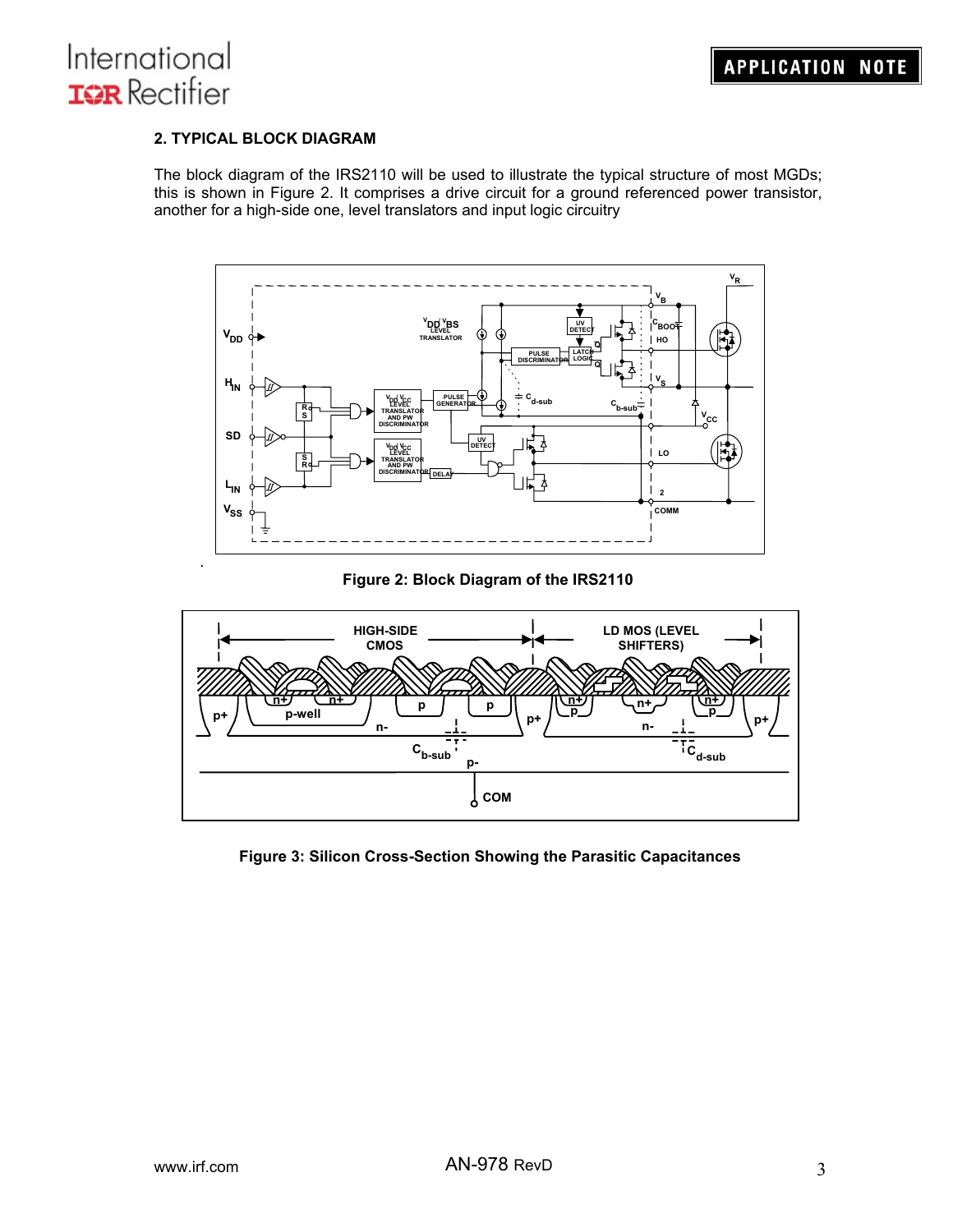## 2. TYPICAL BLOCK DIAGRAM

The block diagram of the IRS2110 will be used to illustrate the typical structure of most MGDs; this is shown in Figure 2. It comprises a drive circuit for a ground referenced power transistor, another for a high-side one, level translators and input logic circuitry

**Figure 2: Block Diagram of the IRS2110**

**Figure 3: Silicon Cross-Section Showing the Parasitic Capacitances**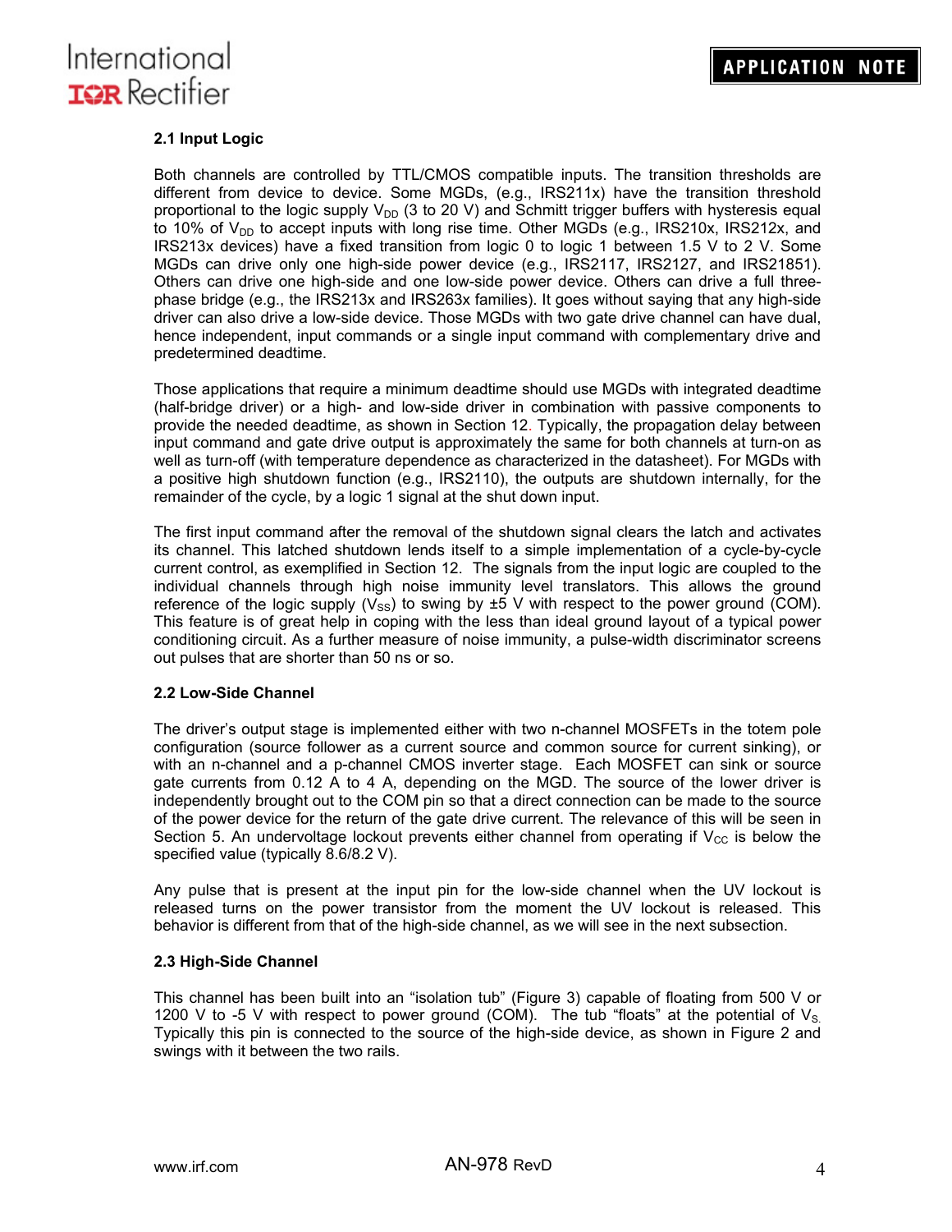### 2.1 Input Logic

Both channels are controlled by TTL/CMOS compatible inputs. The transition thresholds are different from device to device. Some MGDs, (e.g., IRS211x) have the transition threshold proportional to the logic supply $V_{DD}$ (3 to 20 V) and Schmitt trigger buffers with hysteresis equal to 10% of $V_{DD}$ to accept inputs with long rise time. Other MGDs (e.g., IRS210x, IRS212x, and IRS213x devices) have a fixed transition from logic 0 to logic 1 between 1.5 V to 2 V. Some MGDs can drive only one high-side power device (e.g., IRS2117, IRS2127, and IRS21851). Others can drive one high-side and one low-side power device. Others can drive a full three-phase bridge (e.g., the IRS213x and IRS263x families). It goes without saying that any high-side driver can also drive a low-side device. Those MGDs with two gate drive channel can have dual, hence independent, input commands or a single input command with complementary drive and predetermined deadtime.

Those applications that require a minimum deadtime should use MGDs with integrated deadtime (half-bridge driver) or a high- and low-side driver in combination with passive components to provide the needed deadtime, as shown in Section 12. Typically, the propagation delay between input command and gate drive output is approximately the same for both channels at turn-on as well as turn-off (with temperature dependence as characterized in the datasheet). For MGDs with a positive high shutdown function (e.g., IRS2110), the outputs are shutdown internally, for the remainder of the cycle, by a logic 1 signal at the shut down input.

The first input command after the removal of the shutdown signal clears the latch and activates its channel. This latched shutdown lends itself to a simple implementation of a cycle-by-cycle current control, as exemplified in Section 12. The signals from the input logic are coupled to the individual channels through high noise immunity level translators. This allows the ground reference of the logic supply ($V_{SS}$) to swing by ±5 V with respect to the power ground (COM). This feature is of great help in coping with the less than ideal ground layout of a typical power conditioning circuit. As a further measure of noise immunity, a pulse-width discriminator screens out pulses that are shorter than 50 ns or so.

### 2.2 Low-Side Channel

The driver's output stage is implemented either with two n-channel MOSFETs in the totem pole configuration (source follower as a current source and common source for current sinking), or with an n-channel and a p-channel CMOS inverter stage. Each MOSFET can sink or source gate currents from 0.12 A to 4 A, depending on the MGD. The source of the lower driver is independently brought out to the COM pin so that a direct connection can be made to the source of the power device for the return of the gate drive current. The relevance of this will be seen in Section 5. An undervoltage lockout prevents either channel from operating if $V_{CC}$ is below the specified value (typically 8.6/8.2 V).

Any pulse that is present at the input pin for the low-side channel when the UV lockout is released turns on the power transistor from the moment the UV lockout is released. This behavior is different from that of the high-side channel, as we will see in the next subsection.

### 2.3 High-Side Channel

This channel has been built into an "isolation tub" (Figure 3) capable of floating from 500 V or 1200 V to -5 V with respect to power ground (COM). The tub "floats" at the potential of $V_S$. Typically this pin is connected to the source of the high-side device, as shown in Figure 2 and swings with it between the two rails.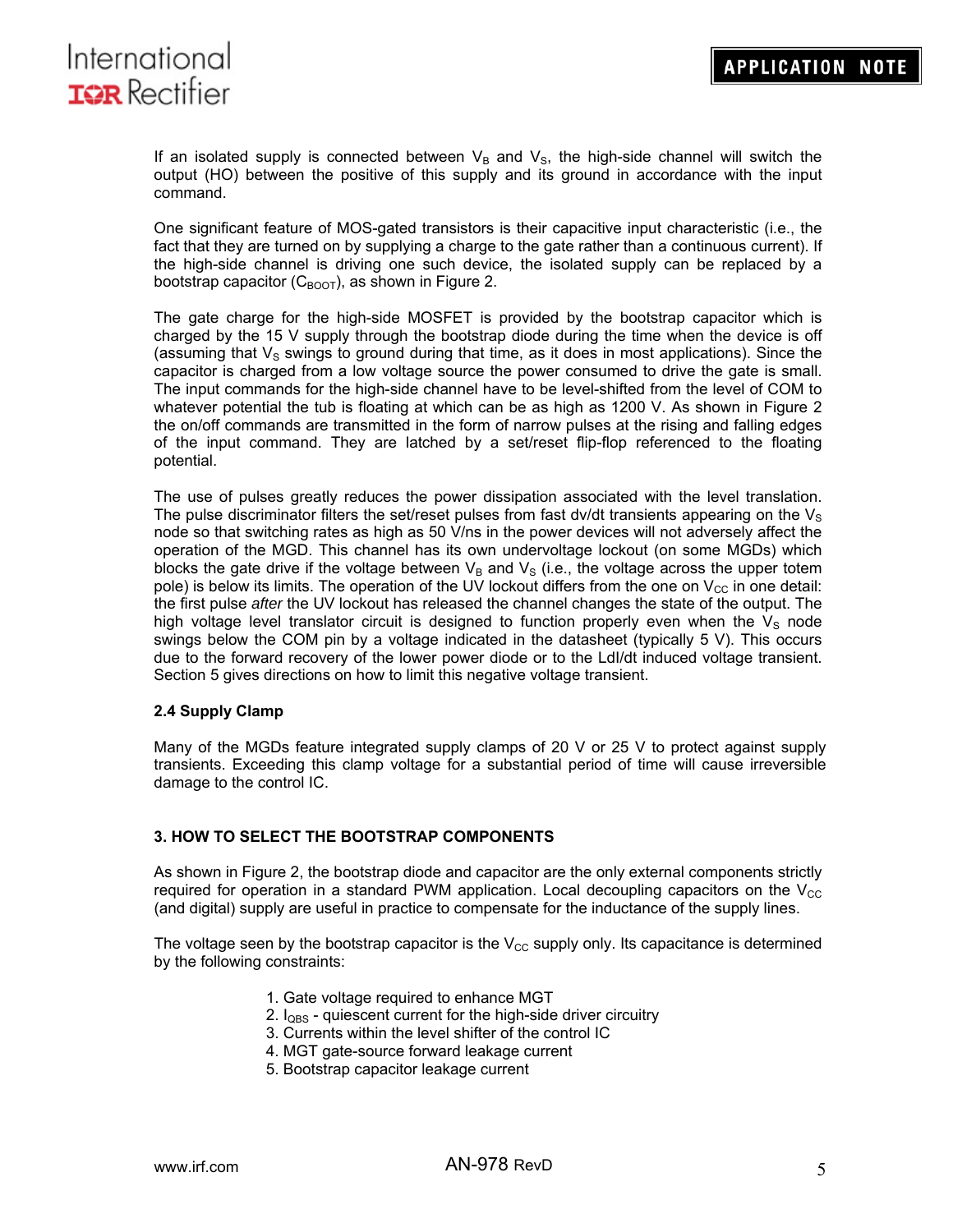If an isolated supply is connected between $V_B$ and $V_S$, the high-side channel will switch the output (HO) between the positive of this supply and its ground in accordance with the input command.

One significant feature of MOS-gated transistors is their capacitive input characteristic (i.e., the fact that they are turned on by supplying a charge to the gate rather than a continuous current). If the high-side channel is driving one such device, the isolated supply can be replaced by a bootstrap capacitor ($C_{BOOT}$), as shown in Figure 2.

The gate charge for the high-side MOSFET is provided by the bootstrap capacitor which is charged by the 15 V supply through the bootstrap diode during the time when the device is off (assuming that $V_S$ swings to ground during that time, as it does in most applications). Since the capacitor is charged from a low voltage source the power consumed to drive the gate is small. The input commands for the high-side channel have to be level-shifted from the level of COM to whatever potential the tub is floating at which can be as high as 1200 V. As shown in Figure 2 the on/off commands are transmitted in the form of narrow pulses at the rising and falling edges of the input command. They are latched by a set/reset flip-flop referenced to the floating potential.

The use of pulses greatly reduces the power dissipation associated with the level translation. The pulse discriminator filters the set/reset pulses from fast dv/dt transients appearing on the $V_S$ node so that switching rates as high as 50 V/ns in the power devices will not adversely affect the operation of the MGD. This channel has its own undervoltage lockout (on some MGDs) which blocks the gate drive if the voltage between $V_B$ and $V_S$ (i.e., the voltage across the upper totem pole) is below its limits. The operation of the UV lockout differs from the one on $V_{CC}$ in one detail: the first pulse *after* the UV lockout has released the channel changes the state of the output. The high voltage level translator circuit is designed to function properly even when the $V_S$ node swings below the COM pin by a voltage indicated in the datasheet (typically 5 V). This occurs due to the forward recovery of the lower power diode or to the LdI/dt induced voltage transient. Section 5 gives directions on how to limit this negative voltage transient.

### 2.4 Supply Clamp

Many of the MGDs feature integrated supply clamps of 20 V or 25 V to protect against supply transients. Exceeding this clamp voltage for a substantial period of time will cause irreversible damage to the control IC.

## 3. HOW TO SELECT THE BOOTSTRAP COMPONENTS

As shown in Figure 2, the bootstrap diode and capacitor are the only external components strictly required for operation in a standard PWM application. Local decoupling capacitors on the $V_{CC}$ (and digital) supply are useful in practice to compensate for the inductance of the supply lines.

The voltage seen by the bootstrap capacitor is the $V_{CC}$ supply only. Its capacitance is determined by the following constraints:

1. Gate voltage required to enhance MGT
2. $I_{QBS}$ - quiescent current for the high-side driver circuitry
3. Currents within the level shifter of the control IC
4. MGT gate-source forward leakage current
5. Bootstrap capacitor leakage current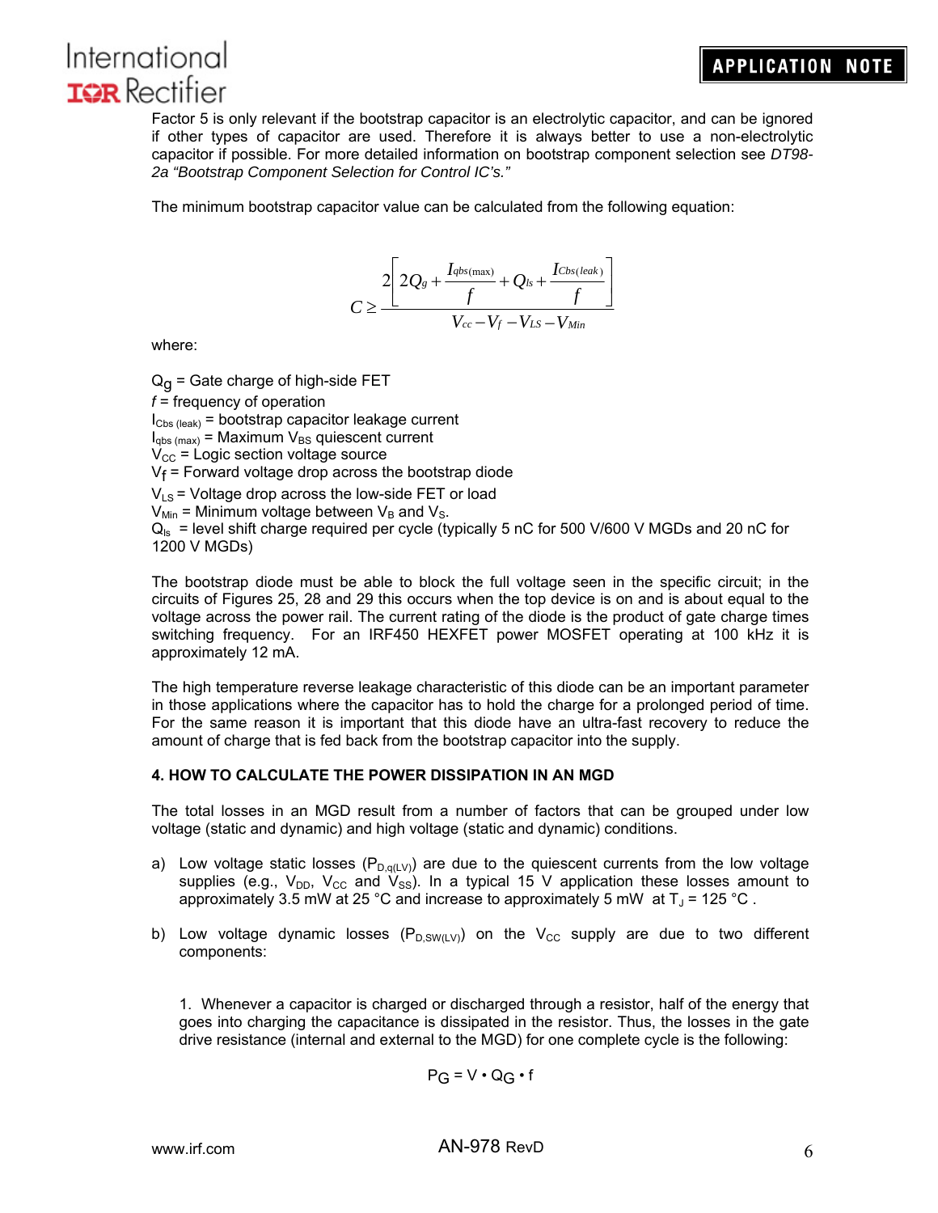Factor 5 is only relevant if the bootstrap capacitor is an electrolytic capacitor, and can be ignored if other types of capacitor are used. Therefore it is always better to use a non-electrolytic capacitor if possible. For more detailed information on bootstrap component selection see *DT98-2a "Bootstrap Component Selection for Control IC's."*

The minimum bootstrap capacitor value can be calculated from the following equation:

$$C \geq \frac{2\left[2Q_g + \frac{I_{qbs(\max)}}{f} + Q_{ls} + \frac{I_{Cbs(leak)}}{f}\right]}{V_{cc} - V_f - V_{LS} - V_{Min}}$$

where:

$Q_g$ = Gate charge of high-side FET
$f$ = frequency of operation
$I_{Cbs\ (leak)}$ = bootstrap capacitor leakage current
$I_{qbs\ (max)}$ = Maximum $V_{BS}$ quiescent current
$V_{CC}$ = Logic section voltage source
$V_f$ = Forward voltage drop across the bootstrap diode
$V_{LS}$ = Voltage drop across the low-side FET or load
$V_{Min}$ = Minimum voltage between $V_B$ and $V_S$.
$Q_{ls}$ = level shift charge required per cycle (typically 5 nC for 500 V/600 V MGDs and 20 nC for 1200 V MGDs)

The bootstrap diode must be able to block the full voltage seen in the specific circuit; in the circuits of Figures 25, 28 and 29 this occurs when the top device is on and is about equal to the voltage across the power rail. The current rating of the diode is the product of gate charge times switching frequency. For an IRF450 HEXFET power MOSFET operating at 100 kHz it is approximately 12 mA.

The high temperature reverse leakage characteristic of this diode can be an important parameter in those applications where the capacitor has to hold the charge for a prolonged period of time. For the same reason it is important that this diode have an ultra-fast recovery to reduce the amount of charge that is fed back from the bootstrap capacitor into the supply.

## 4. HOW TO CALCULATE THE POWER DISSIPATION IN AN MGD

The total losses in an MGD result from a number of factors that can be grouped under low voltage (static and dynamic) and high voltage (static and dynamic) conditions.

a) Low voltage static losses ($P_{D,q(LV)}$) are due to the quiescent currents from the low voltage supplies (e.g., $V_{DD}$, $V_{CC}$ and $V_{SS}$). In a typical 15 V application these losses amount to approximately 3.5 mW at 25 °C and increase to approximately 5 mW at $T_J$ = 125 °C .

b) Low voltage dynamic losses ($P_{D,SW(LV)}$) on the $V_{CC}$ supply are due to two different components:

1. Whenever a capacitor is charged or discharged through a resistor, half of the energy that goes into charging the capacitance is dissipated in the resistor. Thus, the losses in the gate drive resistance (internal and external to the MGD) for one complete cycle is the following:

$$P_G = V \cdot Q_G \cdot f$$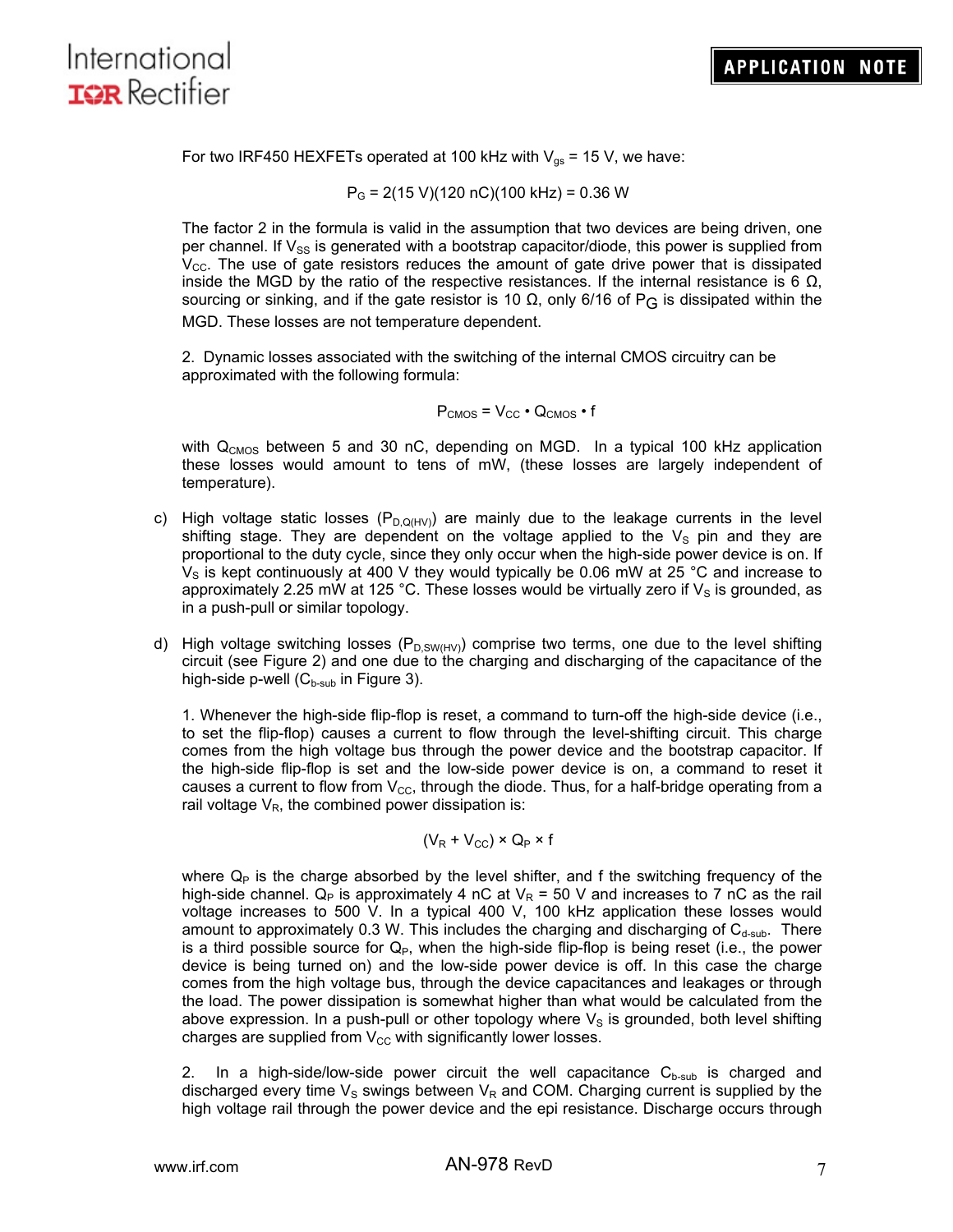For two IRF450 HEXFETs operated at 100 kHz with $V_{gs}$ = 15 V, we have:

$$P_G = 2(15\ \text{V})(120\ \text{nC})(100\ \text{kHz}) = 0.36\ \text{W}$$

The factor 2 in the formula is valid in the assumption that two devices are being driven, one per channel. If $V_{SS}$ is generated with a bootstrap capacitor/diode, this power is supplied from $V_{CC}$. The use of gate resistors reduces the amount of gate drive power that is dissipated inside the MGD by the ratio of the respective resistances. If the internal resistance is 6 Ω, sourcing or sinking, and if the gate resistor is 10 Ω, only 6/16 of $P_G$ is dissipated within the MGD. These losses are not temperature dependent.

2. Dynamic losses associated with the switching of the internal CMOS circuitry can be approximated with the following formula:

$$P_{CMOS} = V_{CC} \bullet Q_{CMOS} \bullet f$$

with $Q_{CMOS}$ between 5 and 30 nC, depending on MGD. In a typical 100 kHz application these losses would amount to tens of mW, (these losses are largely independent of temperature).

c) High voltage static losses ($P_{D,Q(HV)}$) are mainly due to the leakage currents in the level shifting stage. They are dependent on the voltage applied to the $V_S$ pin and they are proportional to the duty cycle, since they only occur when the high-side power device is on. If $V_S$ is kept continuously at 400 V they would typically be 0.06 mW at 25 °C and increase to approximately 2.25 mW at 125 °C. These losses would be virtually zero if $V_S$ is grounded, as in a push-pull or similar topology.

d) High voltage switching losses ($P_{D,SW(HV)}$) comprise two terms, one due to the level shifting circuit (see Figure 2) and one due to the charging and discharging of the capacitance of the high-side p-well ($C_{b\text{-}sub}$ in Figure 3).

1. Whenever the high-side flip-flop is reset, a command to turn-off the high-side device (i.e., to set the flip-flop) causes a current to flow through the level-shifting circuit. This charge comes from the high voltage bus through the power device and the bootstrap capacitor. If the high-side flip-flop is set and the low-side power device is on, a command to reset it causes a current to flow from $V_{CC}$, through the diode. Thus, for a half-bridge operating from a rail voltage $V_R$, the combined power dissipation is:

$$(V_R + V_{CC}) \times Q_P \times f$$

where $Q_P$ is the charge absorbed by the level shifter, and f the switching frequency of the high-side channel. $Q_P$ is approximately 4 nC at $V_R$ = 50 V and increases to 7 nC as the rail voltage increases to 500 V. In a typical 400 V, 100 kHz application these losses would amount to approximately 0.3 W. This includes the charging and discharging of $C_{d\text{-}sub}$. There is a third possible source for $Q_P$, when the high-side flip-flop is being reset (i.e., the power device is being turned on) and the low-side power device is off. In this case the charge comes from the high voltage bus, through the device capacitances and leakages or through the load. The power dissipation is somewhat higher than what would be calculated from the above expression. In a push-pull or other topology where $V_S$ is grounded, both level shifting charges are supplied from $V_{CC}$ with significantly lower losses.

2. In a high-side/low-side power circuit the well capacitance $C_{b\text{-}sub}$ is charged and discharged every time $V_S$ swings between $V_R$ and COM. Charging current is supplied by the high voltage rail through the power device and the epi resistance. Discharge occurs through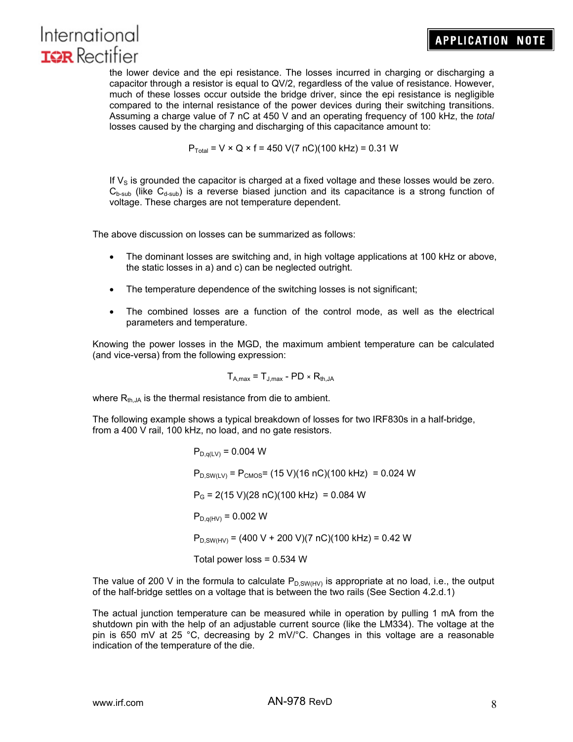the lower device and the epi resistance. The losses incurred in charging or discharging a capacitor through a resistor is equal to QV/2, regardless of the value of resistance. However, much of these losses occur outside the bridge driver, since the epi resistance is negligible compared to the internal resistance of the power devices during their switching transitions. Assuming a charge value of 7 nC at 450 V and an operating frequency of 100 kHz, the *total* losses caused by the charging and discharging of this capacitance amount to:

$$P_{Total} = V \times Q \times f = 450\text{ V}(7\text{ nC})(100\text{ kHz}) = 0.31\text{ W}$$

If $V_S$ is grounded the capacitor is charged at a fixed voltage and these losses would be zero. $C_{b\text{-}sub}$ (like $C_{d\text{-}sub}$) is a reverse biased junction and its capacitance is a strong function of voltage. These charges are not temperature dependent.

The above discussion on losses can be summarized as follows:

- The dominant losses are switching and, in high voltage applications at 100 kHz or above, the static losses in a) and c) can be neglected outright.
- The temperature dependence of the switching losses is not significant;
- The combined losses are a function of the control mode, as well as the electrical parameters and temperature.

Knowing the power losses in the MGD, the maximum ambient temperature can be calculated (and vice-versa) from the following expression:

$$T_{A,max} = T_{J,max} - PD \times R_{th,JA}$$

where $R_{th,JA}$ is the thermal resistance from die to ambient.

The following example shows a typical breakdown of losses for two IRF830s in a half-bridge, from a 400 V rail, 100 kHz, no load, and no gate resistors.

$$P_{D,q(LV)} = 0.004\text{ W}$$

$$P_{D,SW(LV)} = P_{CMOS} = (15\text{ V})(16\text{ nC})(100\text{ kHz}) = 0.024\text{ W}$$

$$P_G = 2(15\text{ V})(28\text{ nC})(100\text{ kHz}) = 0.084\text{ W}$$

$$P_{D,q(HV)} = 0.002\text{ W}$$

$$P_{D,SW(HV)} = (400\text{ V} + 200\text{ V})(7\text{ nC})(100\text{ kHz}) = 0.42\text{ W}$$

Total power loss = 0.534 W

The value of 200 V in the formula to calculate $P_{D,SW(HV)}$ is appropriate at no load, i.e., the output of the half-bridge settles on a voltage that is between the two rails (See Section 4.2.d.1)

The actual junction temperature can be measured while in operation by pulling 1 mA from the shutdown pin with the help of an adjustable current source (like the LM334). The voltage at the pin is 650 mV at 25 °C, decreasing by 2 mV/°C. Changes in this voltage are a reasonable indication of the temperature of the die.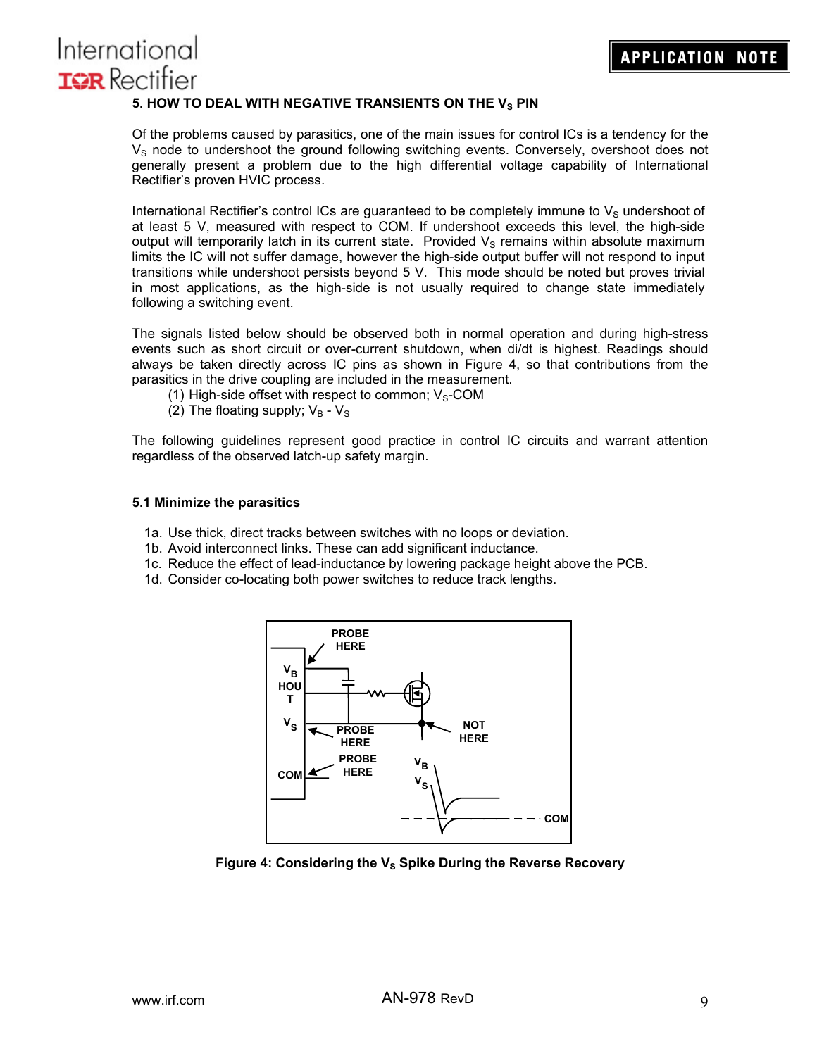## 5. HOW TO DEAL WITH NEGATIVE TRANSIENTS ON THE $V_S$ PIN

Of the problems caused by parasitics, one of the main issues for control ICs is a tendency for the $V_S$ node to undershoot the ground following switching events. Conversely, overshoot does not generally present a problem due to the high differential voltage capability of International Rectifier's proven HVIC process.

International Rectifier's control ICs are guaranteed to be completely immune to $V_S$ undershoot of at least 5 V, measured with respect to COM. If undershoot exceeds this level, the high-side output will temporarily latch in its current state. Provided $V_S$ remains within absolute maximum limits the IC will not suffer damage, however the high-side output buffer will not respond to input transitions while undershoot persists beyond 5 V. This mode should be noted but proves trivial in most applications, as the high-side is not usually required to change state immediately following a switching event.

The signals listed below should be observed both in normal operation and during high-stress events such as short circuit or over-current shutdown, when di/dt is highest. Readings should always be taken directly across IC pins as shown in Figure 4, so that contributions from the parasitics in the drive coupling are included in the measurement.

(1) High-side offset with respect to common; $V_S$-COM
(2) The floating supply; $V_B$ - $V_S$

The following guidelines represent good practice in control IC circuits and warrant attention regardless of the observed latch-up safety margin.

### 5.1 Minimize the parasitics

1a. Use thick, direct tracks between switches with no loops or deviation.
1b. Avoid interconnect links. These can add significant inductance.
1c. Reduce the effect of lead-inductance by lowering package height above the PCB.
1d. Consider co-locating both power switches to reduce track lengths.

**Figure 4: Considering the $V_S$ Spike During the Reverse Recovery**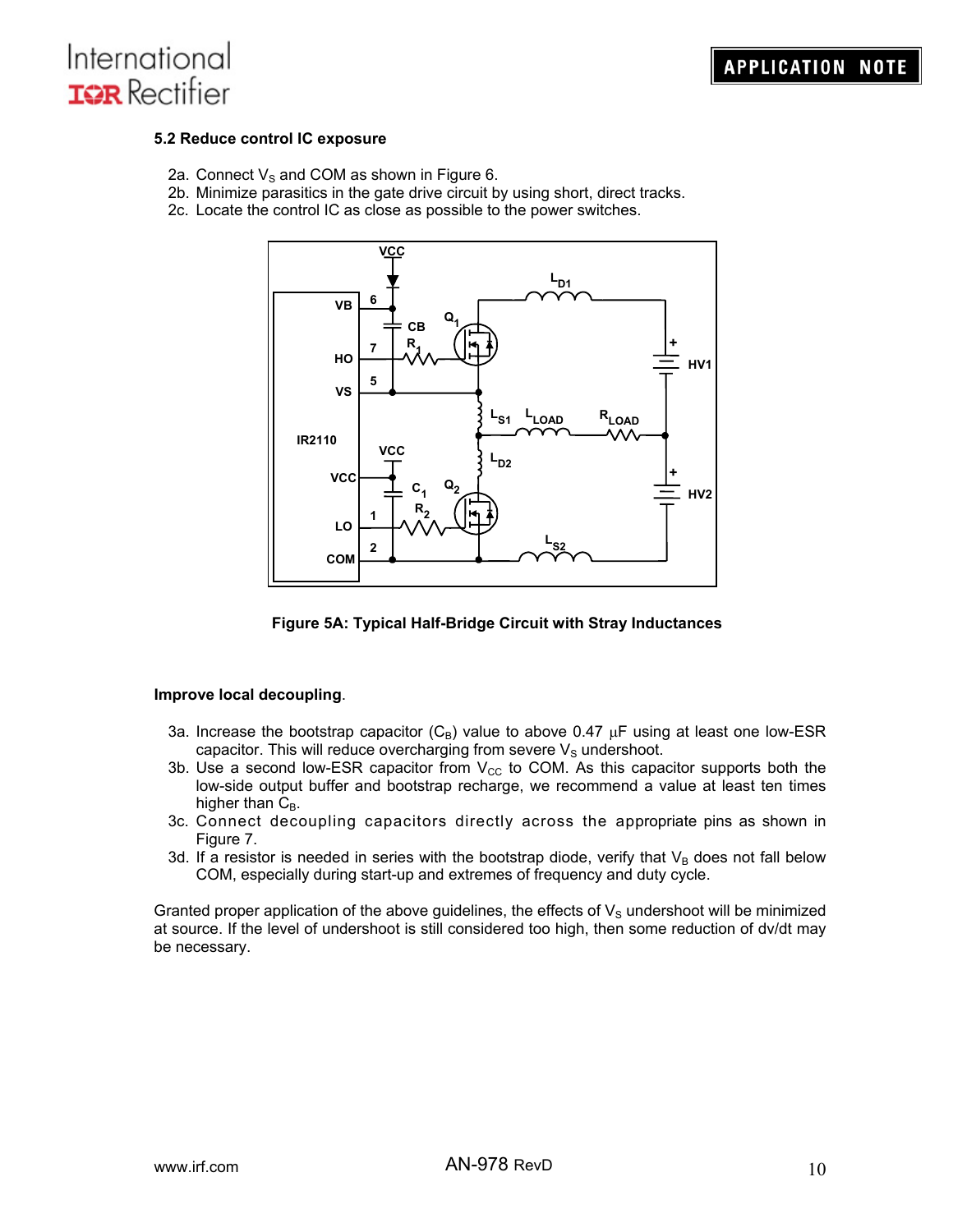### 5.2 Reduce control IC exposure

2a. Connect $V_S$ and COM as shown in Figure 6.
2b. Minimize parasitics in the gate drive circuit by using short, direct tracks.
2c. Locate the control IC as close as possible to the power switches.

**Figure 5A: Typical Half-Bridge Circuit with Stray Inductances**

**Improve local decoupling**.

3a. Increase the bootstrap capacitor ($C_B$) value to above 0.47 µF using at least one low-ESR capacitor. This will reduce overcharging from severe $V_S$ undershoot.
3b. Use a second low-ESR capacitor from $V_{CC}$ to COM. As this capacitor supports both the low-side output buffer and bootstrap recharge, we recommend a value at least ten times higher than $C_B$.
3c. Connect decoupling capacitors directly across the appropriate pins as shown in Figure 7.
3d. If a resistor is needed in series with the bootstrap diode, verify that $V_B$ does not fall below COM, especially during start-up and extremes of frequency and duty cycle.

Granted proper application of the above guidelines, the effects of $V_S$ undershoot will be minimized at source. If the level of undershoot is still considered too high, then some reduction of dv/dt may be necessary.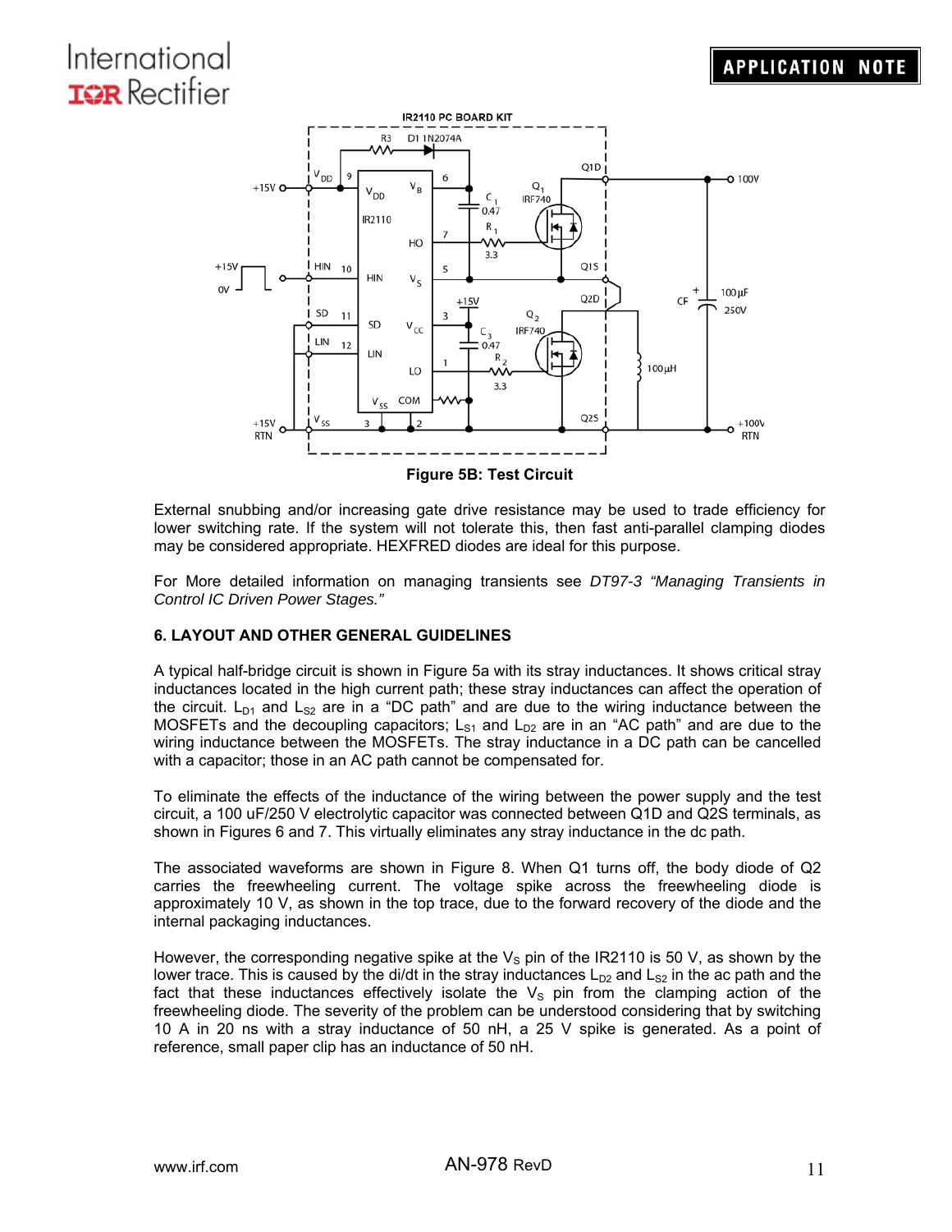Figure 5B: Test Circuit

External snubbing and/or increasing gate drive resistance may be used to trade efficiency for lower switching rate. If the system will not tolerate this, then fast anti-parallel clamping diodes may be considered appropriate. HEXFRED diodes are ideal for this purpose.

For More detailed information on managing transients see *DT97-3 "Managing Transients in Control IC Driven Power Stages."*

### 6. LAYOUT AND OTHER GENERAL GUIDELINES

A typical half-bridge circuit is shown in Figure 5a with its stray inductances. It shows critical stray inductances located in the high current path; these stray inductances can affect the operation of the circuit. $L_{D1}$ and $L_{S2}$ are in a "DC path" and are due to the wiring inductance between the MOSFETs and the decoupling capacitors; $L_{S1}$ and $L_{D2}$ are in an "AC path" and are due to the wiring inductance between the MOSFETs. The stray inductance in a DC path can be cancelled with a capacitor; those in an AC path cannot be compensated for.

To eliminate the effects of the inductance of the wiring between the power supply and the test circuit, a 100 uF/250 V electrolytic capacitor was connected between Q1D and Q2S terminals, as shown in Figures 6 and 7. This virtually eliminates any stray inductance in the dc path.

The associated waveforms are shown in Figure 8. When Q1 turns off, the body diode of Q2 carries the freewheeling current. The voltage spike across the freewheeling diode is approximately 10 V, as shown in the top trace, due to the forward recovery of the diode and the internal packaging inductances.

However, the corresponding negative spike at the $V_S$ pin of the IR2110 is 50 V, as shown by the lower trace. This is caused by the di/dt in the stray inductances $L_{D2}$ and $L_{S2}$ in the ac path and the fact that these inductances effectively isolate the $V_S$ pin from the clamping action of the freewheeling diode. The severity of the problem can be understood considering that by switching 10 A in 20 ns with a stray inductance of 50 nH, a 25 V spike is generated. As a point of reference, small paper clip has an inductance of 50 nH.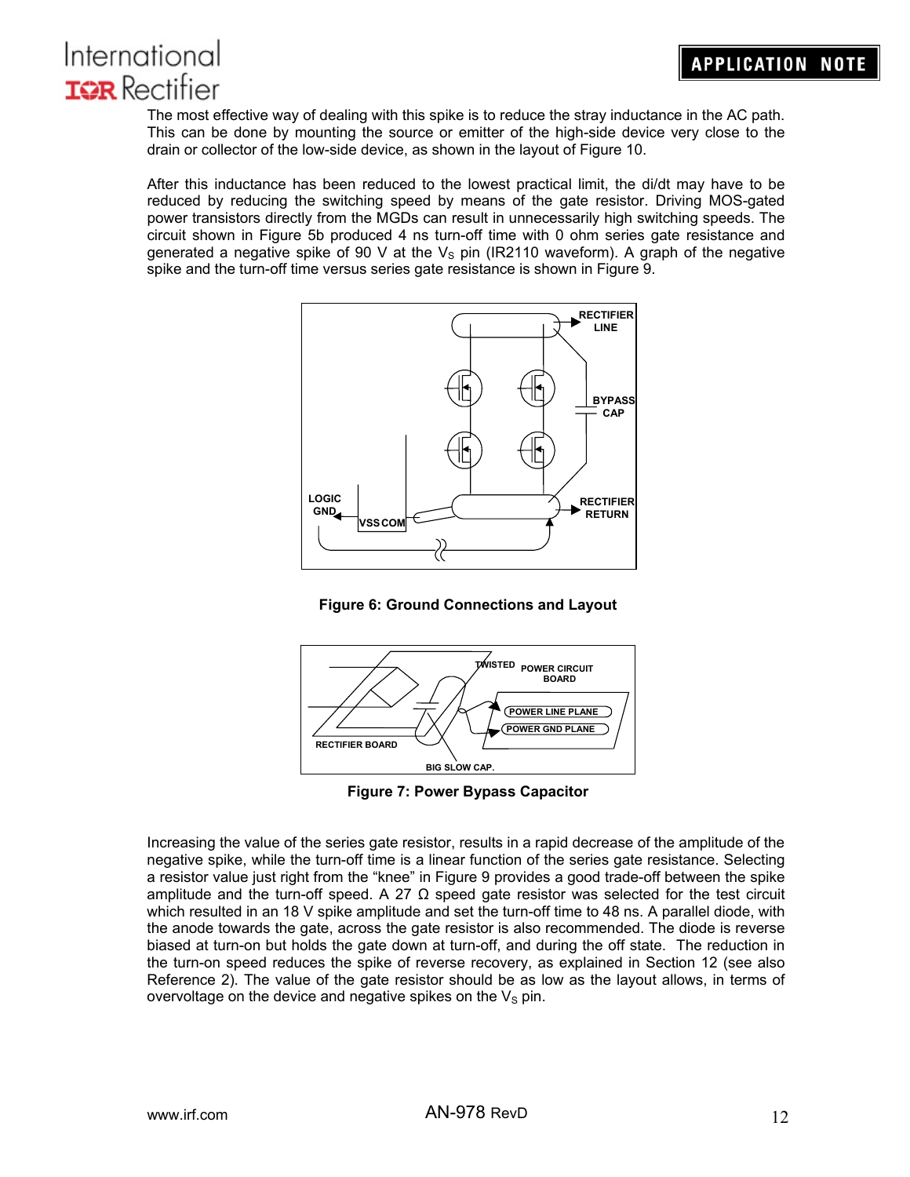The most effective way of dealing with this spike is to reduce the stray inductance in the AC path. This can be done by mounting the source or emitter of the high-side device very close to the drain or collector of the low-side device, as shown in the layout of Figure 10.

After this inductance has been reduced to the lowest practical limit, the di/dt may have to be reduced by reducing the switching speed by means of the gate resistor. Driving MOS-gated power transistors directly from the MGDs can result in unnecessarily high switching speeds. The circuit shown in Figure 5b produced 4 ns turn-off time with 0 ohm series gate resistance and generated a negative spike of 90 V at the $V_S$ pin (IR2110 waveform). A graph of the negative spike and the turn-off time versus series gate resistance is shown in Figure 9.

**Figure 6: Ground Connections and Layout**

**Figure 7: Power Bypass Capacitor**

Increasing the value of the series gate resistor, results in a rapid decrease of the amplitude of the negative spike, while the turn-off time is a linear function of the series gate resistance. Selecting a resistor value just right from the "knee" in Figure 9 provides a good trade-off between the spike amplitude and the turn-off speed. A 27 Ω speed gate resistor was selected for the test circuit which resulted in an 18 V spike amplitude and set the turn-off time to 48 ns. A parallel diode, with the anode towards the gate, across the gate resistor is also recommended. The diode is reverse biased at turn-on but holds the gate down at turn-off, and during the off state. The reduction in the turn-on speed reduces the spike of reverse recovery, as explained in Section 12 (see also Reference 2). The value of the gate resistor should be as low as the layout allows, in terms of overvoltage on the device and negative spikes on the $V_S$ pin.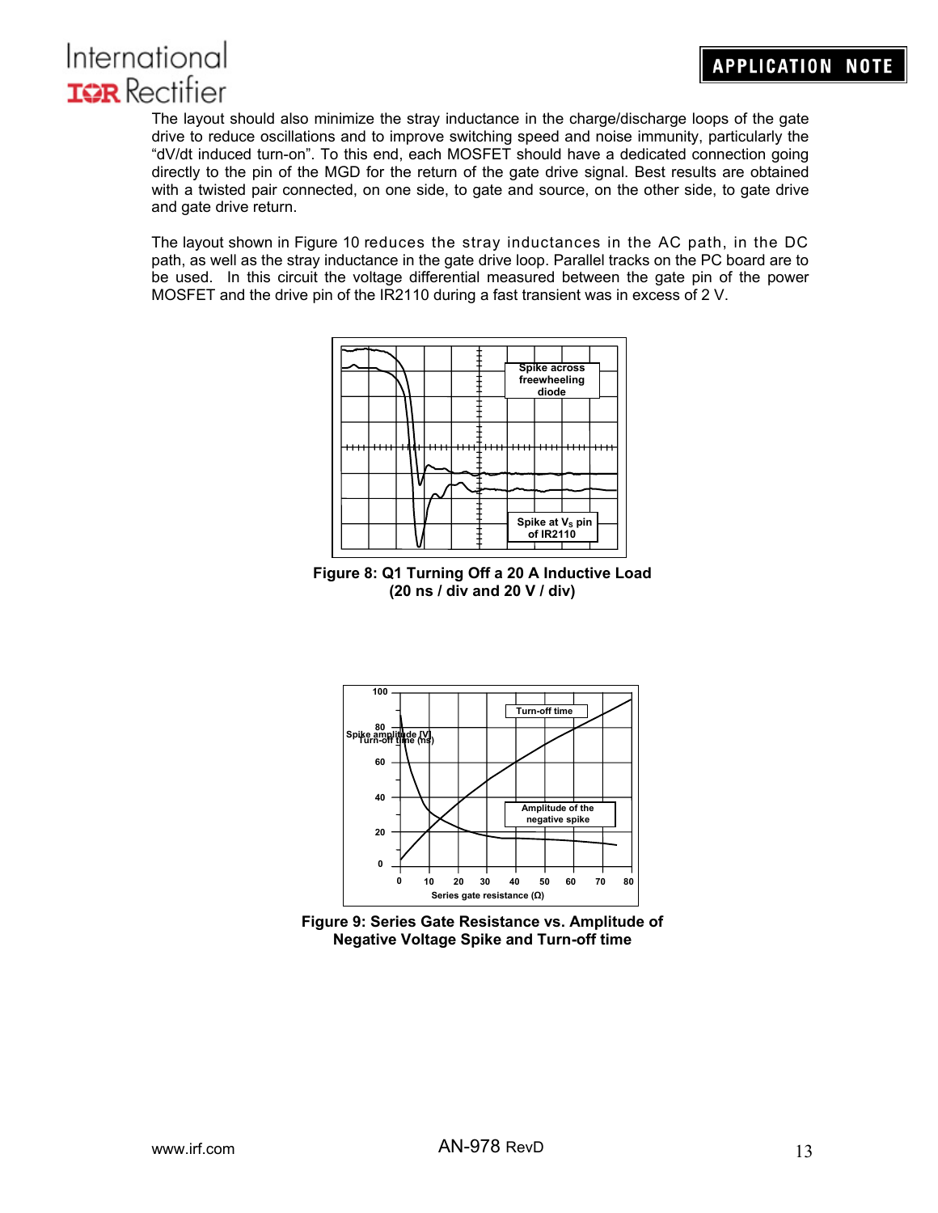The layout should also minimize the stray inductance in the charge/discharge loops of the gate drive to reduce oscillations and to improve switching speed and noise immunity, particularly the "dV/dt induced turn-on". To this end, each MOSFET should have a dedicated connection going directly to the pin of the MGD for the return of the gate drive signal. Best results are obtained with a twisted pair connected, on one side, to gate and source, on the other side, to gate drive and gate drive return.

The layout shown in Figure 10 reduces the stray inductances in the AC path, in the DC path, as well as the stray inductance in the gate drive loop. Parallel tracks on the PC board are to be used. In this circuit the voltage differential measured between the gate pin of the power MOSFET and the drive pin of the IR2110 during a fast transient was in excess of 2 V.

**Figure 8: Q1 Turning Off a 20 A Inductive Load (20 ns / div and 20 V / div)**

**Figure 9: Series Gate Resistance vs. Amplitude of Negative Voltage Spike and Turn-off time**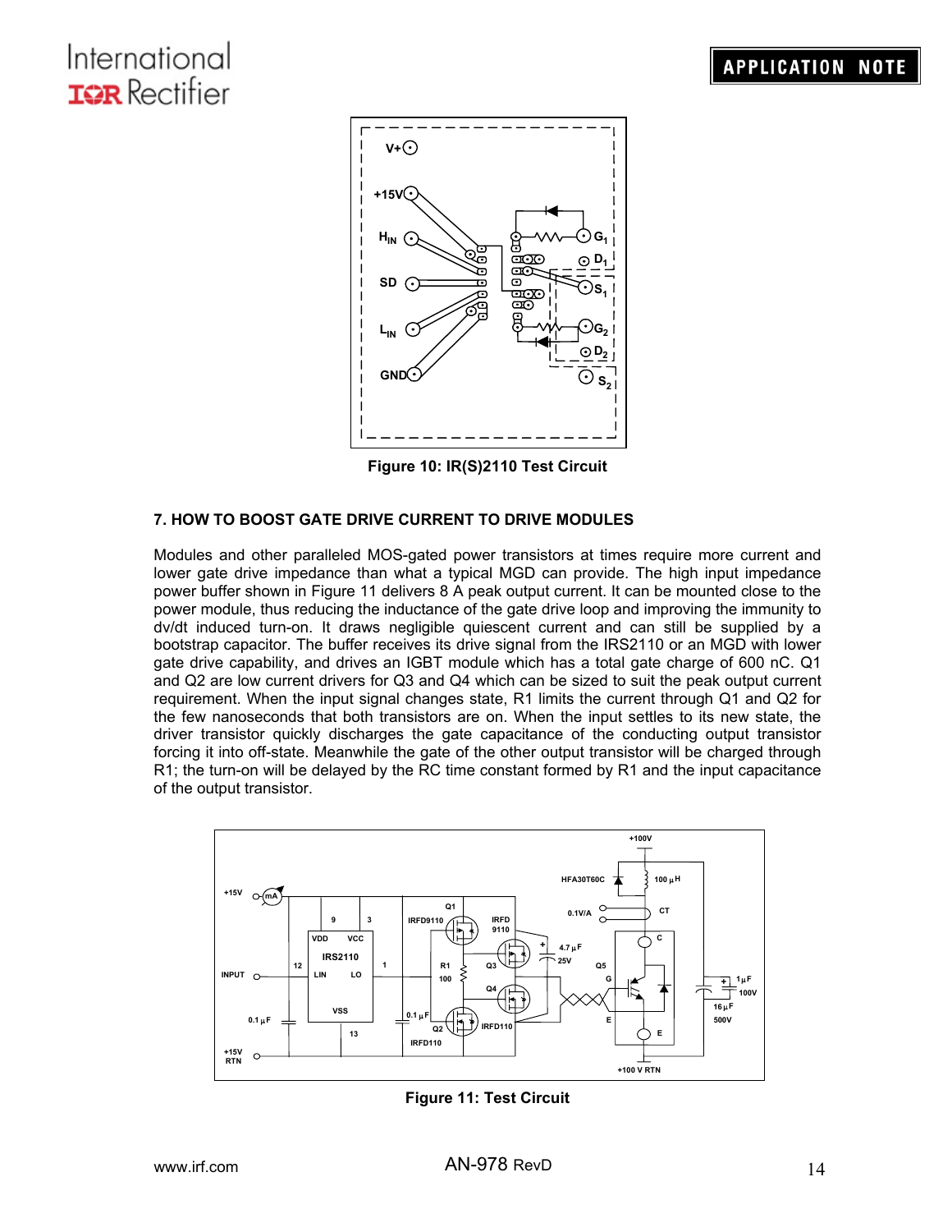Figure 10: IR(S)2110 Test Circuit

## 7. HOW TO BOOST GATE DRIVE CURRENT TO DRIVE MODULES

Modules and other paralleled MOS-gated power transistors at times require more current and lower gate drive impedance than what a typical MGD can provide. The high input impedance power buffer shown in Figure 11 delivers 8 A peak output current. It can be mounted close to the power module, thus reducing the inductance of the gate drive loop and improving the immunity to dv/dt induced turn-on. It draws negligible quiescent current and can still be supplied by a bootstrap capacitor. The buffer receives its drive signal from the IRS2110 or an MGD with lower gate drive capability, and drives an IGBT module which has a total gate charge of 600 nC. Q1 and Q2 are low current drivers for Q3 and Q4 which can be sized to suit the peak output current requirement. When the input signal changes state, R1 limits the current through Q1 and Q2 for the few nanoseconds that both transistors are on. When the input settles to its new state, the driver transistor quickly discharges the gate capacitance of the conducting output transistor forcing it into off-state. Meanwhile the gate of the other output transistor will be charged through R1; the turn-on will be delayed by the RC time constant formed by R1 and the input capacitance of the output transistor.

Figure 11: Test Circuit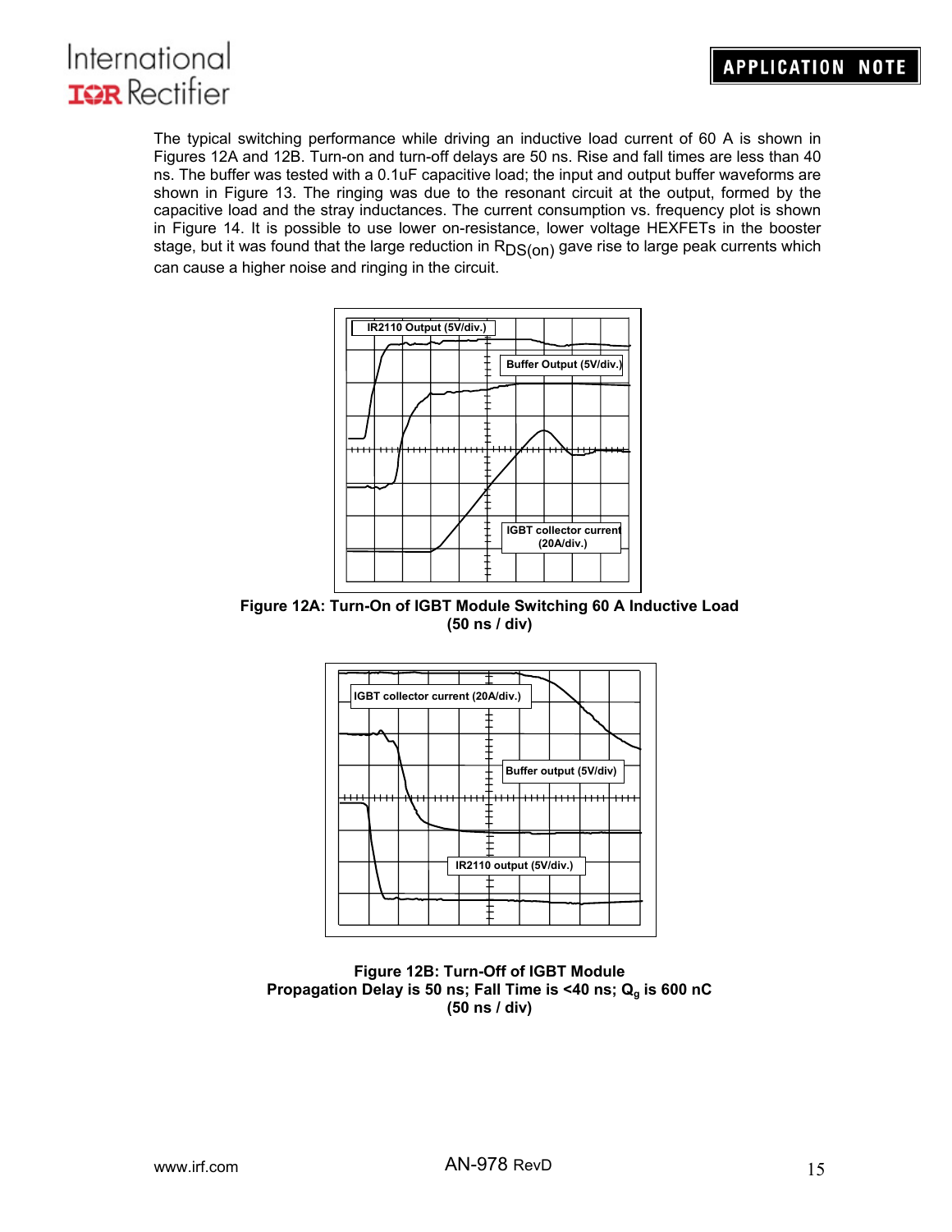The typical switching performance while driving an inductive load current of 60 A is shown in Figures 12A and 12B. Turn-on and turn-off delays are 50 ns. Rise and fall times are less than 40 ns. The buffer was tested with a 0.1uF capacitive load; the input and output buffer waveforms are shown in Figure 13. The ringing was due to the resonant circuit at the output, formed by the capacitive load and the stray inductances. The current consumption vs. frequency plot is shown in Figure 14. It is possible to use lower on-resistance, lower voltage HEXFETs in the booster stage, but it was found that the large reduction in $R_{DS(on)}$ gave rise to large peak currents which can cause a higher noise and ringing in the circuit.

**Figure 12A: Turn-On of IGBT Module Switching 60 A Inductive Load (50 ns / div)**

**Figure 12B: Turn-Off of IGBT Module**
**Propagation Delay is 50 ns; Fall Time is <40 ns; $Q_g$ is 600 nC**
**(50 ns / div)**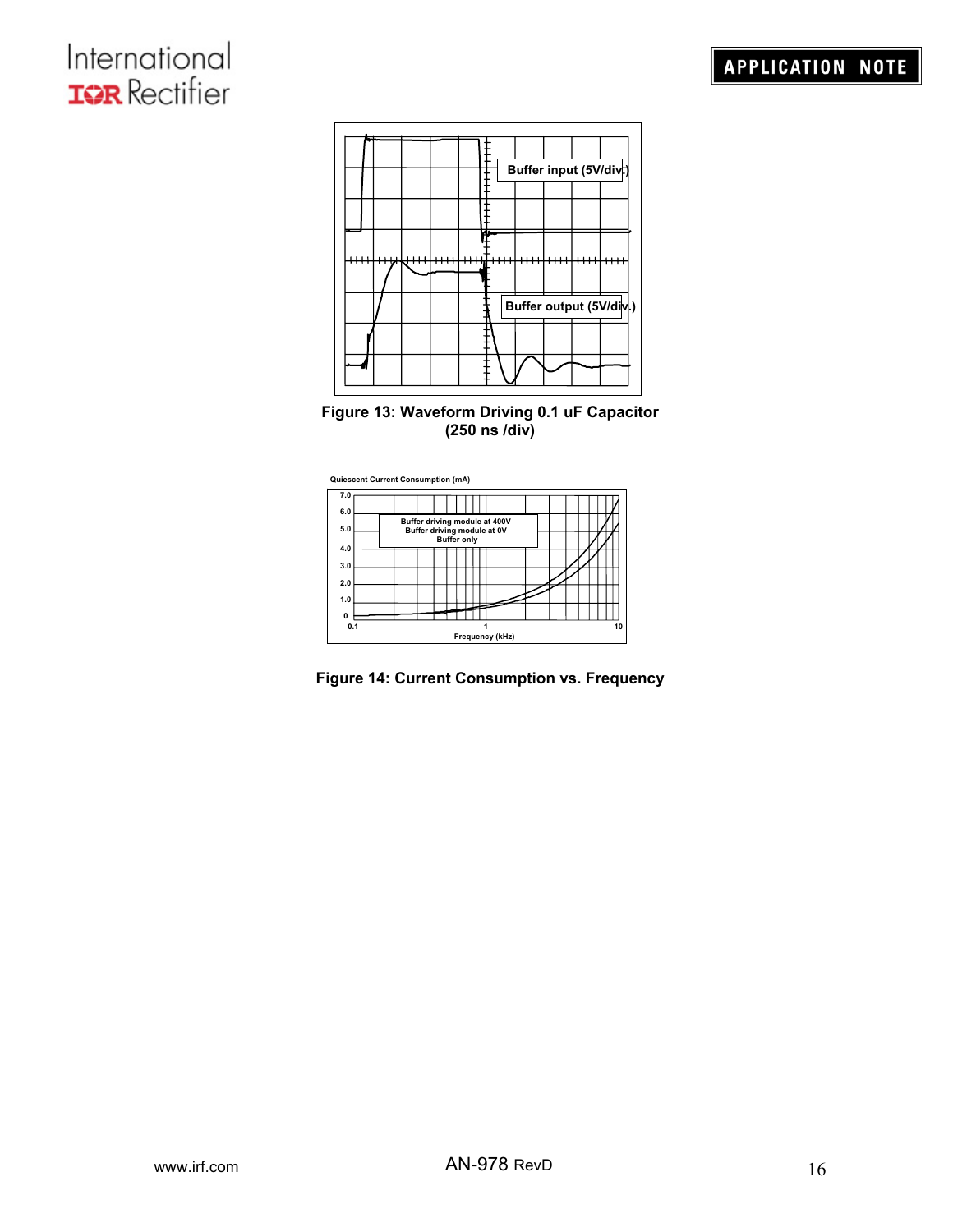Figure 13: Waveform Driving 0.1 uF Capacitor (250 ns /div)

Figure 14: Current Consumption vs. Frequency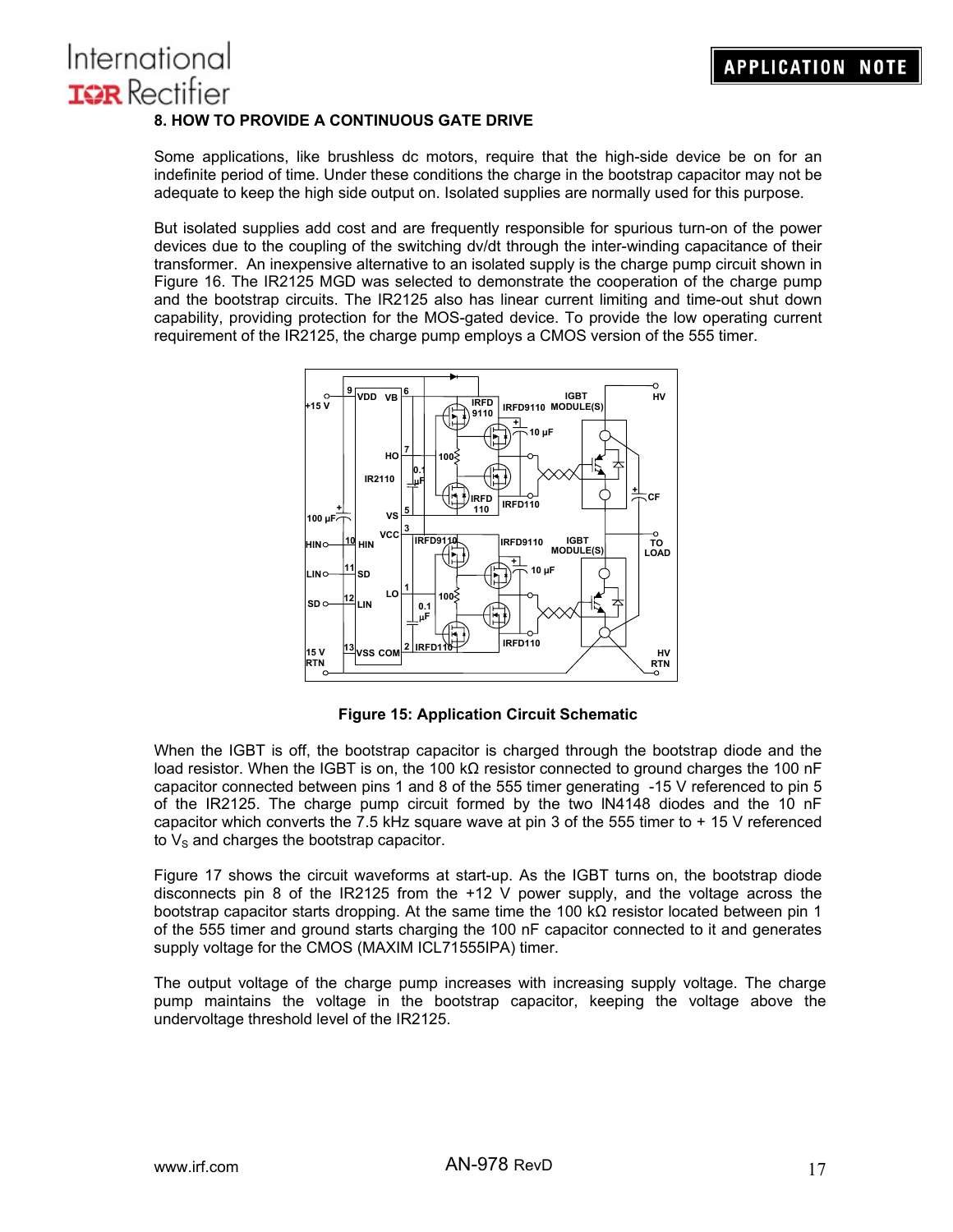### 8. HOW TO PROVIDE A CONTINUOUS GATE DRIVE

Some applications, like brushless dc motors, require that the high-side device be on for an indefinite period of time. Under these conditions the charge in the bootstrap capacitor may not be adequate to keep the high side output on. Isolated supplies are normally used for this purpose.

But isolated supplies add cost and are frequently responsible for spurious turn-on of the power devices due to the coupling of the switching dv/dt through the inter-winding capacitance of their transformer. An inexpensive alternative to an isolated supply is the charge pump circuit shown in Figure 16. The IR2125 MGD was selected to demonstrate the cooperation of the charge pump and the bootstrap circuits. The IR2125 also has linear current limiting and time-out shut down capability, providing protection for the MOS-gated device. To provide the low operating current requirement of the IR2125, the charge pump employs a CMOS version of the 555 timer.

**Figure 15: Application Circuit Schematic**

When the IGBT is off, the bootstrap capacitor is charged through the bootstrap diode and the load resistor. When the IGBT is on, the 100 kΩ resistor connected to ground charges the 100 nF capacitor connected between pins 1 and 8 of the 555 timer generating -15 V referenced to pin 5 of the IR2125. The charge pump circuit formed by the two IN4148 diodes and the 10 nF capacitor which converts the 7.5 kHz square wave at pin 3 of the 555 timer to + 15 V referenced to $V_S$ and charges the bootstrap capacitor.

Figure 17 shows the circuit waveforms at start-up. As the IGBT turns on, the bootstrap diode disconnects pin 8 of the IR2125 from the +12 V power supply, and the voltage across the bootstrap capacitor starts dropping. At the same time the 100 kΩ resistor located between pin 1 of the 555 timer and ground starts charging the 100 nF capacitor connected to it and generates supply voltage for the CMOS (MAXIM ICL71555IPA) timer.

The output voltage of the charge pump increases with increasing supply voltage. The charge pump maintains the voltage in the bootstrap capacitor, keeping the voltage above the undervoltage threshold level of the IR2125.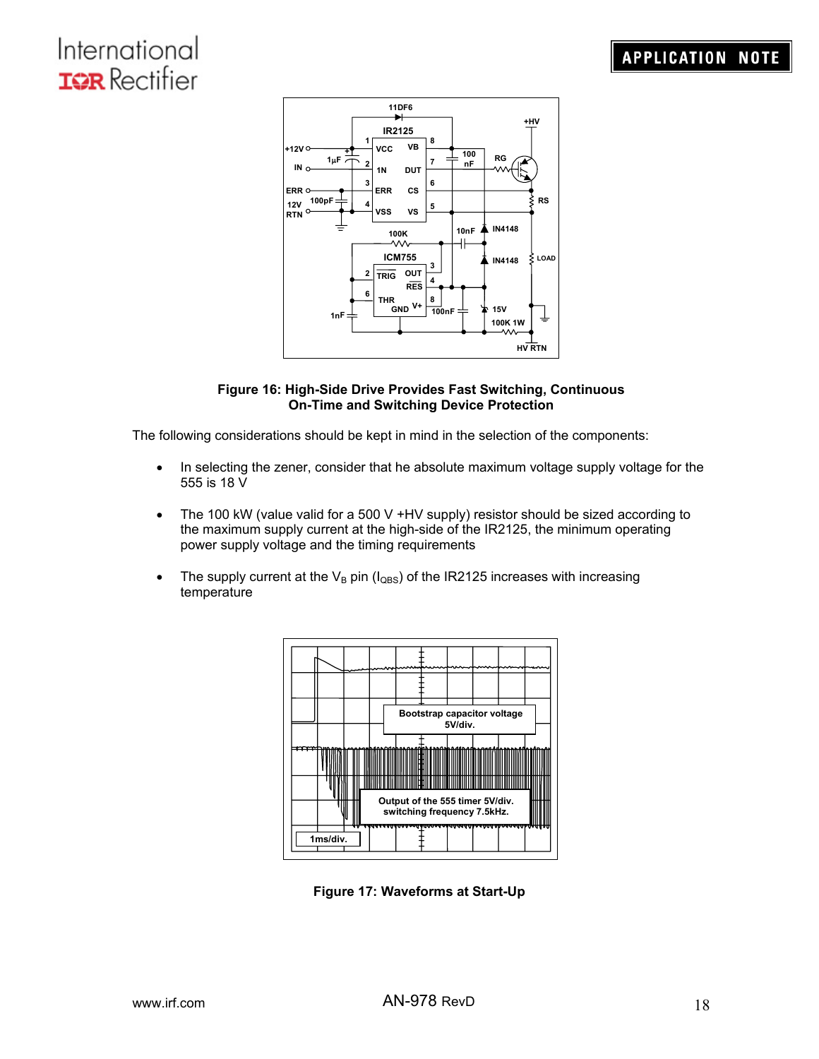**Figure 16: High-Side Drive Provides Fast Switching, Continuous On-Time and Switching Device Protection**

The following considerations should be kept in mind in the selection of the components:

- In selecting the zener, consider that he absolute maximum voltage supply voltage for the 555 is 18 V
- The 100 kW (value valid for a 500 V +HV supply) resistor should be sized according to the maximum supply current at the high-side of the IR2125, the minimum operating power supply voltage and the timing requirements
- The supply current at the $V_B$ pin ($I_{QBS}$) of the IR2125 increases with increasing temperature

**Figure 17: Waveforms at Start-Up**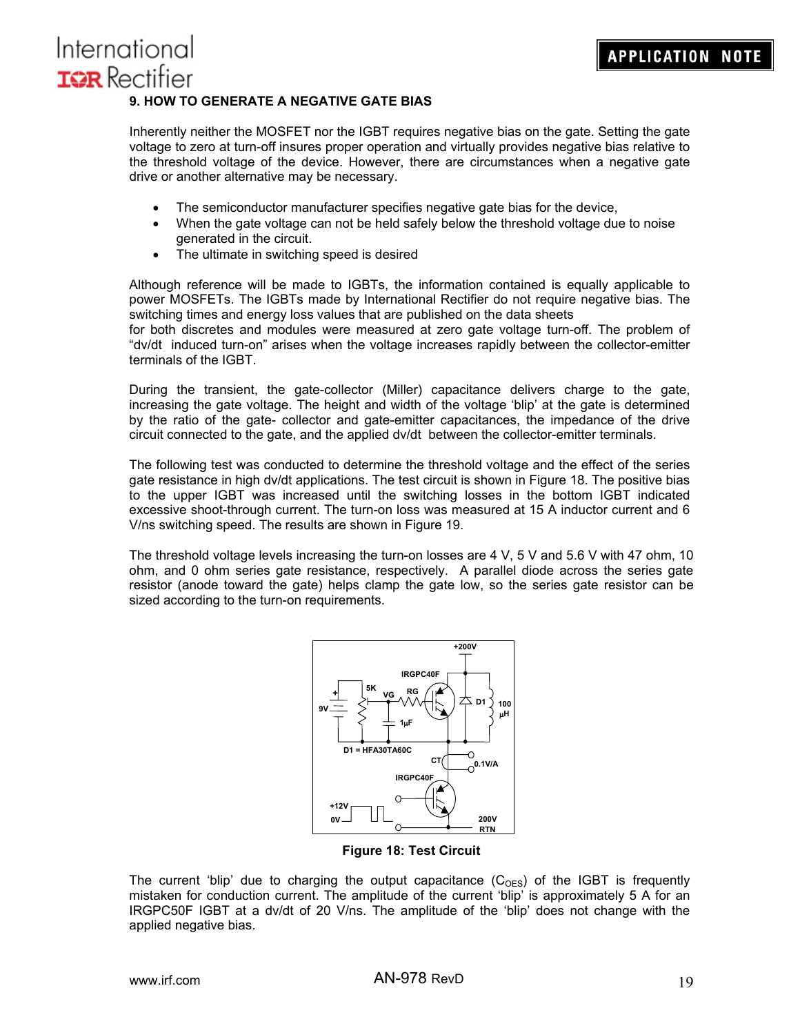## 9. HOW TO GENERATE A NEGATIVE GATE BIAS

Inherently neither the MOSFET nor the IGBT requires negative bias on the gate. Setting the gate voltage to zero at turn-off insures proper operation and virtually provides negative bias relative to the threshold voltage of the device. However, there are circumstances when a negative gate drive or another alternative may be necessary.

- The semiconductor manufacturer specifies negative gate bias for the device,
- When the gate voltage can not be held safely below the threshold voltage due to noise generated in the circuit.
- The ultimate in switching speed is desired

Although reference will be made to IGBTs, the information contained is equally applicable to power MOSFETs. The IGBTs made by International Rectifier do not require negative bias. The switching times and energy loss values that are published on the data sheets
for both discretes and modules were measured at zero gate voltage turn-off. The problem of "dv/dt induced turn-on" arises when the voltage increases rapidly between the collector-emitter terminals of the IGBT.

During the transient, the gate-collector (Miller) capacitance delivers charge to the gate, increasing the gate voltage. The height and width of the voltage 'blip' at the gate is determined by the ratio of the gate- collector and gate-emitter capacitances, the impedance of the drive circuit connected to the gate, and the applied dv/dt between the collector-emitter terminals.

The following test was conducted to determine the threshold voltage and the effect of the series gate resistance in high dv/dt applications. The test circuit is shown in Figure 18. The positive bias to the upper IGBT was increased until the switching losses in the bottom IGBT indicated excessive shoot-through current. The turn-on loss was measured at 15 A inductor current and 6 V/ns switching speed. The results are shown in Figure 19.

The threshold voltage levels increasing the turn-on losses are 4 V, 5 V and 5.6 V with 47 ohm, 10 ohm, and 0 ohm series gate resistance, respectively. A parallel diode across the series gate resistor (anode toward the gate) helps clamp the gate low, so the series gate resistor can be sized according to the turn-on requirements.

**Figure 18: Test Circuit**

The current 'blip' due to charging the output capacitance ($C_{OES}$) of the IGBT is frequently mistaken for conduction current. The amplitude of the current 'blip' is approximately 5 A for an IRGPC50F IGBT at a dv/dt of 20 V/ns. The amplitude of the 'blip' does not change with the applied negative bias.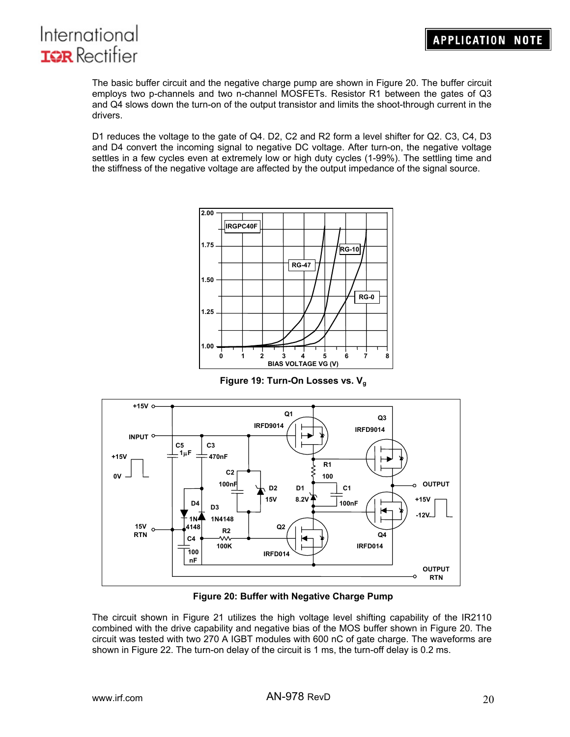The basic buffer circuit and the negative charge pump are shown in Figure 20. The buffer circuit employs two p-channels and two n-channel MOSFETs. Resistor R1 between the gates of Q3 and Q4 slows down the turn-on of the output transistor and limits the shoot-through current in the drivers.

D1 reduces the voltage to the gate of Q4. D2, C2 and R2 form a level shifter for Q2. C3, C4, D3 and D4 convert the incoming signal to negative DC voltage. After turn-on, the negative voltage settles in a few cycles even at extremely low or high duty cycles (1-99%). The settling time and the stiffness of the negative voltage are affected by the output impedance of the signal source.

**Figure 19: Turn-On Losses vs. $V_g$**

**Figure 20: Buffer with Negative Charge Pump**

The circuit shown in Figure 21 utilizes the high voltage level shifting capability of the IR2110 combined with the drive capability and negative bias of the MOS buffer shown in Figure 20. The circuit was tested with two 270 A IGBT modules with 600 nC of gate charge. The waveforms are shown in Figure 22. The turn-on delay of the circuit is 1 ms, the turn-off delay is 0.2 ms.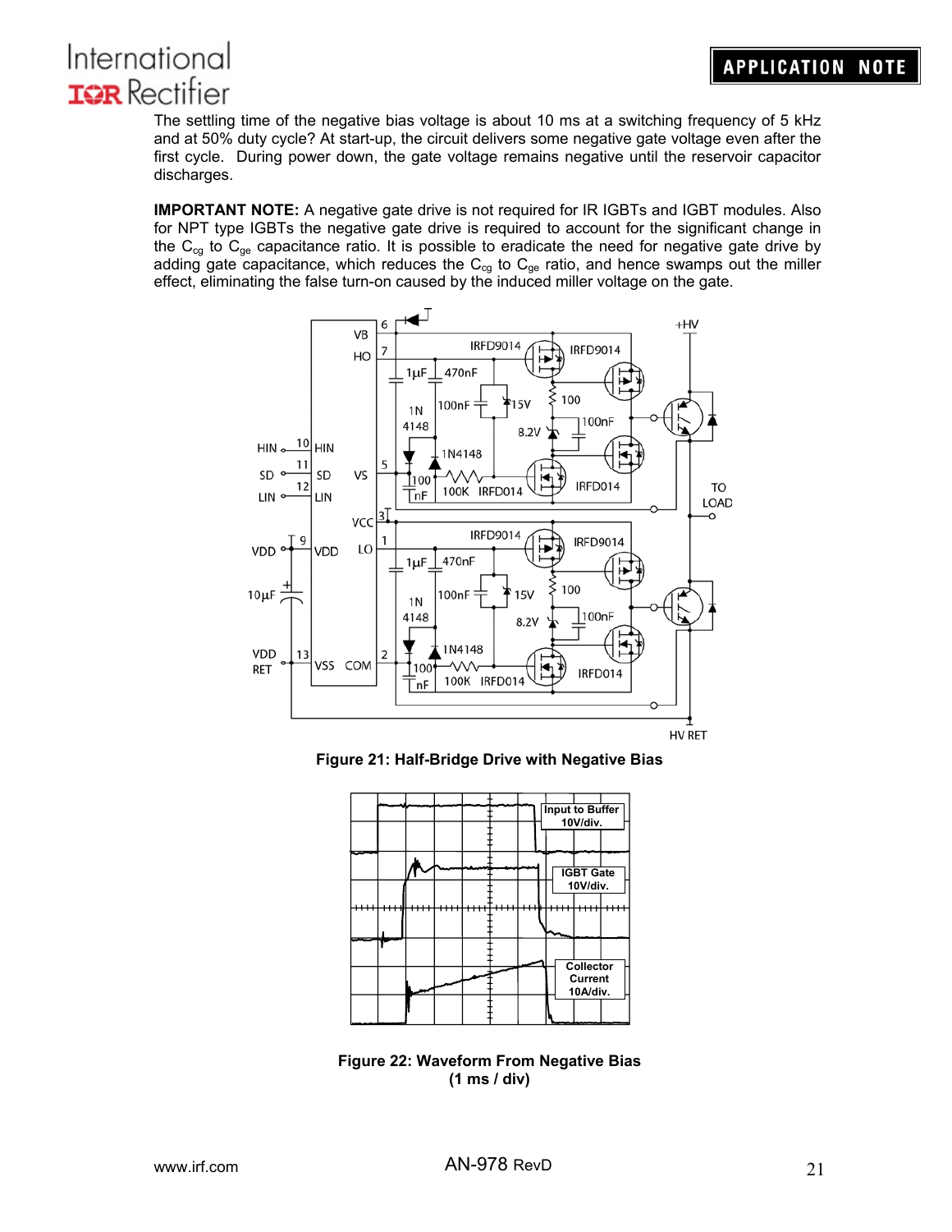The settling time of the negative bias voltage is about 10 ms at a switching frequency of 5 kHz and at 50% duty cycle? At start-up, the circuit delivers some negative gate voltage even after the first cycle. During power down, the gate voltage remains negative until the reservoir capacitor discharges.

**IMPORTANT NOTE:** A negative gate drive is not required for IR IGBTs and IGBT modules. Also for NPT type IGBTs the negative gate drive is required to account for the significant change in the $C_{cg}$ to $C_{ge}$ capacitance ratio. It is possible to eradicate the need for negative gate drive by adding gate capacitance, which reduces the $C_{cg}$ to $C_{ge}$ ratio, and hence swamps out the miller effect, eliminating the false turn-on caused by the induced miller voltage on the gate.

**Figure 21: Half-Bridge Drive with Negative Bias**

**Figure 22: Waveform From Negative Bias (1 ms / div)**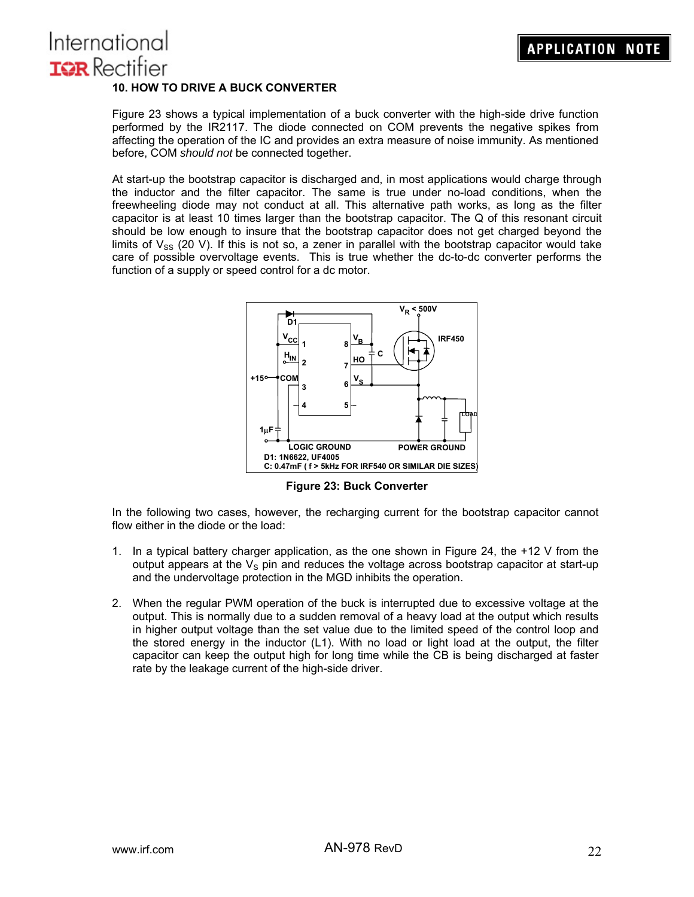## 10. HOW TO DRIVE A BUCK CONVERTER

Figure 23 shows a typical implementation of a buck converter with the high-side drive function performed by the IR2117. The diode connected on COM prevents the negative spikes from affecting the operation of the IC and provides an extra measure of noise immunity. As mentioned before, COM *should not* be connected together.

At start-up the bootstrap capacitor is discharged and, in most applications would charge through the inductor and the filter capacitor. The same is true under no-load conditions, when the freewheeling diode may not conduct at all. This alternative path works, as long as the filter capacitor is at least 10 times larger than the bootstrap capacitor. The Q of this resonant circuit should be low enough to insure that the bootstrap capacitor does not get charged beyond the limits of $V_{SS}$ (20 V). If this is not so, a zener in parallel with the bootstrap capacitor would take care of possible overvoltage events. This is true whether the dc-to-dc converter performs the function of a supply or speed control for a dc motor.

D1: 1N6622, UF4005
C: 0.47mF ( f > 5kHz FOR IRF540 OR SIMILAR DIE SIZES)

**Figure 23: Buck Converter**

In the following two cases, however, the recharging current for the bootstrap capacitor cannot flow either in the diode or the load:

1. In a typical battery charger application, as the one shown in Figure 24, the +12 V from the output appears at the $V_S$ pin and reduces the voltage across bootstrap capacitor at start-up and the undervoltage protection in the MGD inhibits the operation.

2. When the regular PWM operation of the buck is interrupted due to excessive voltage at the output. This is normally due to a sudden removal of a heavy load at the output which results in higher output voltage than the set value due to the limited speed of the control loop and the stored energy in the inductor (L1). With no load or light load at the output, the filter capacitor can keep the output high for long time while the CB is being discharged at faster rate by the leakage current of the high-side driver.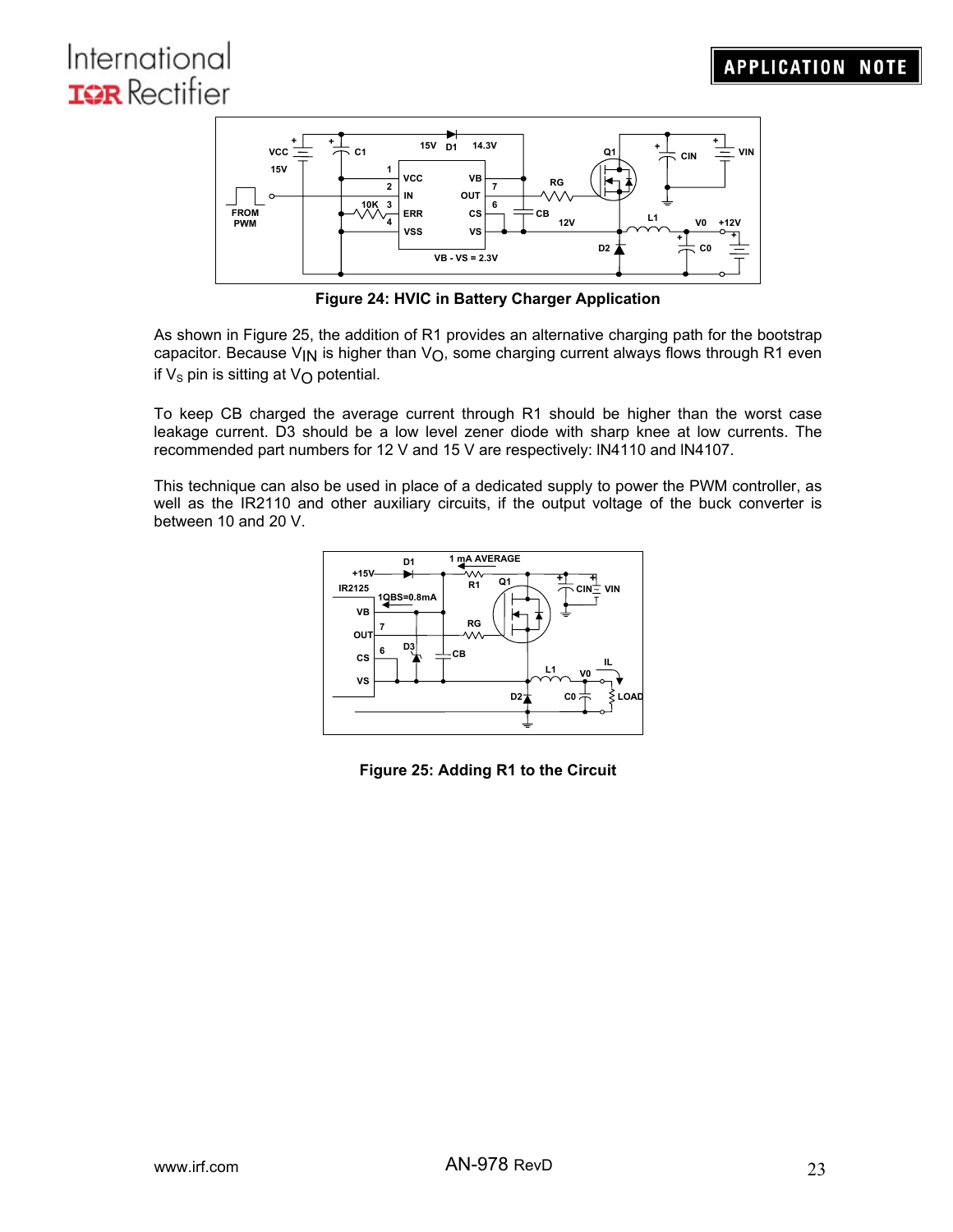Figure 24: HVIC in Battery Charger Application

As shown in Figure 25, the addition of R1 provides an alternative charging path for the bootstrap capacitor. Because $V_{IN}$ is higher than $V_O$, some charging current always flows through R1 even if $V_s$ pin is sitting at $V_O$ potential.

To keep CB charged the average current through R1 should be higher than the worst case leakage current. D3 should be a low level zener diode with sharp knee at low currents. The recommended part numbers for 12 V and 15 V are respectively: IN4110 and IN4107.

This technique can also be used in place of a dedicated supply to power the PWM controller, as well as the IR2110 and other auxiliary circuits, if the output voltage of the buck converter is between 10 and 20 V.

Figure 25: Adding R1 to the Circuit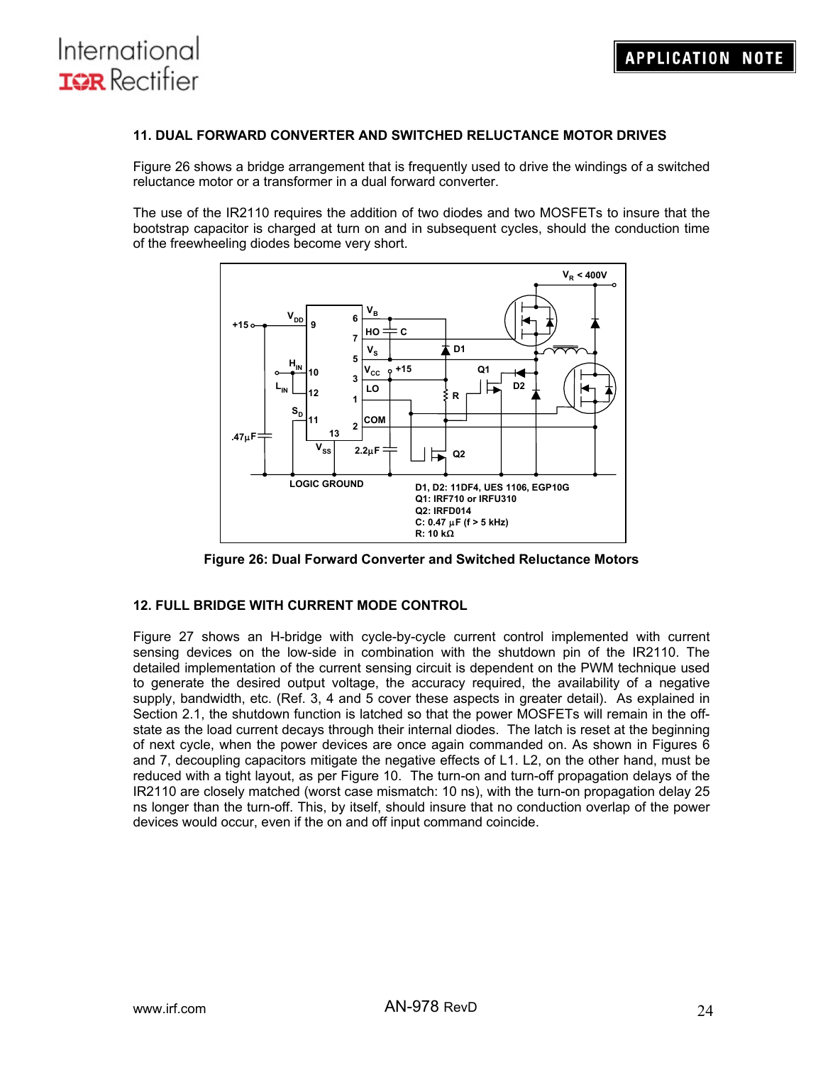## 11. DUAL FORWARD CONVERTER AND SWITCHED RELUCTANCE MOTOR DRIVES

Figure 26 shows a bridge arrangement that is frequently used to drive the windings of a switched reluctance motor or a transformer in a dual forward converter.

The use of the IR2110 requires the addition of two diodes and two MOSFETs to insure that the bootstrap capacitor is charged at turn on and in subsequent cycles, should the conduction time of the freewheeling diodes become very short.

D1, D2: 11DF4, UES 1106, EGP10G
Q1: IRF710 or IRFU310
Q2: IRFD014
C: 0.47 µF (f > 5 kHz)
R: 10 kΩ

**Figure 26: Dual Forward Converter and Switched Reluctance Motors**

## 12. FULL BRIDGE WITH CURRENT MODE CONTROL

Figure 27 shows an H-bridge with cycle-by-cycle current control implemented with current sensing devices on the low-side in combination with the shutdown pin of the IR2110. The detailed implementation of the current sensing circuit is dependent on the PWM technique used to generate the desired output voltage, the accuracy required, the availability of a negative supply, bandwidth, etc. (Ref. 3, 4 and 5 cover these aspects in greater detail). As explained in Section 2.1, the shutdown function is latched so that the power MOSFETs will remain in the off-state as the load current decays through their internal diodes. The latch is reset at the beginning of next cycle, when the power devices are once again commanded on. As shown in Figures 6 and 7, decoupling capacitors mitigate the negative effects of L1. L2, on the other hand, must be reduced with a tight layout, as per Figure 10. The turn-on and turn-off propagation delays of the IR2110 are closely matched (worst case mismatch: 10 ns), with the turn-on propagation delay 25 ns longer than the turn-off. This, by itself, should insure that no conduction overlap of the power devices would occur, even if the on and off input command coincide.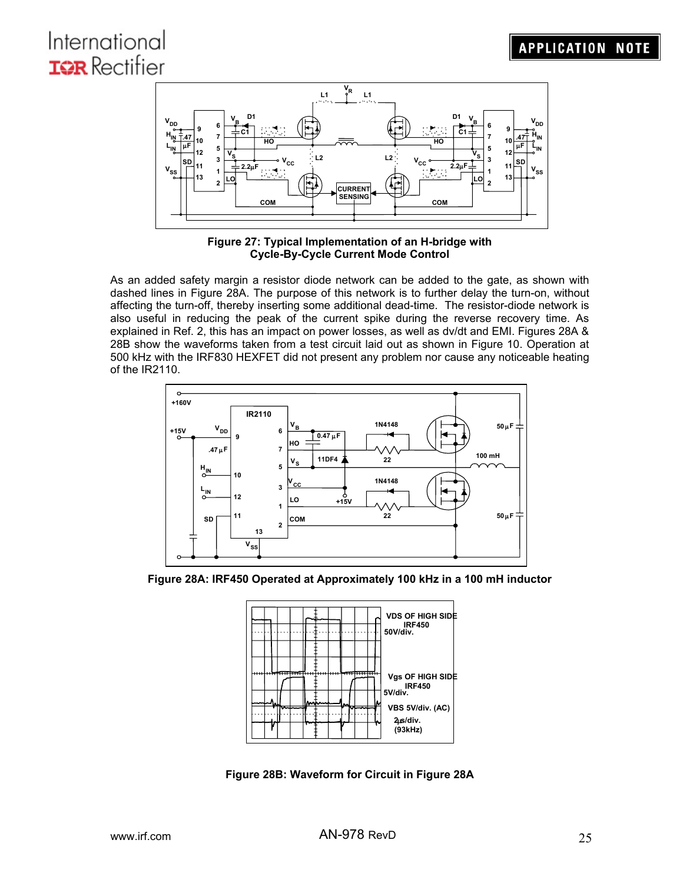**Figure 27: Typical Implementation of an H-bridge with Cycle-By-Cycle Current Mode Control**

As an added safety margin a resistor diode network can be added to the gate, as shown with dashed lines in Figure 28A. The purpose of this network is to further delay the turn-on, without affecting the turn-off, thereby inserting some additional dead-time. The resistor-diode network is also useful in reducing the peak of the current spike during the reverse recovery time. As explained in Ref. 2, this has an impact on power losses, as well as dv/dt and EMI. Figures 28A & 28B show the waveforms taken from a test circuit laid out as shown in Figure 10. Operation at 500 kHz with the IRF830 HEXFET did not present any problem nor cause any noticeable heating of the IR2110.

**Figure 28A: IRF450 Operated at Approximately 100 kHz in a 100 mH inductor**

**Figure 28B: Waveform for Circuit in Figure 28A**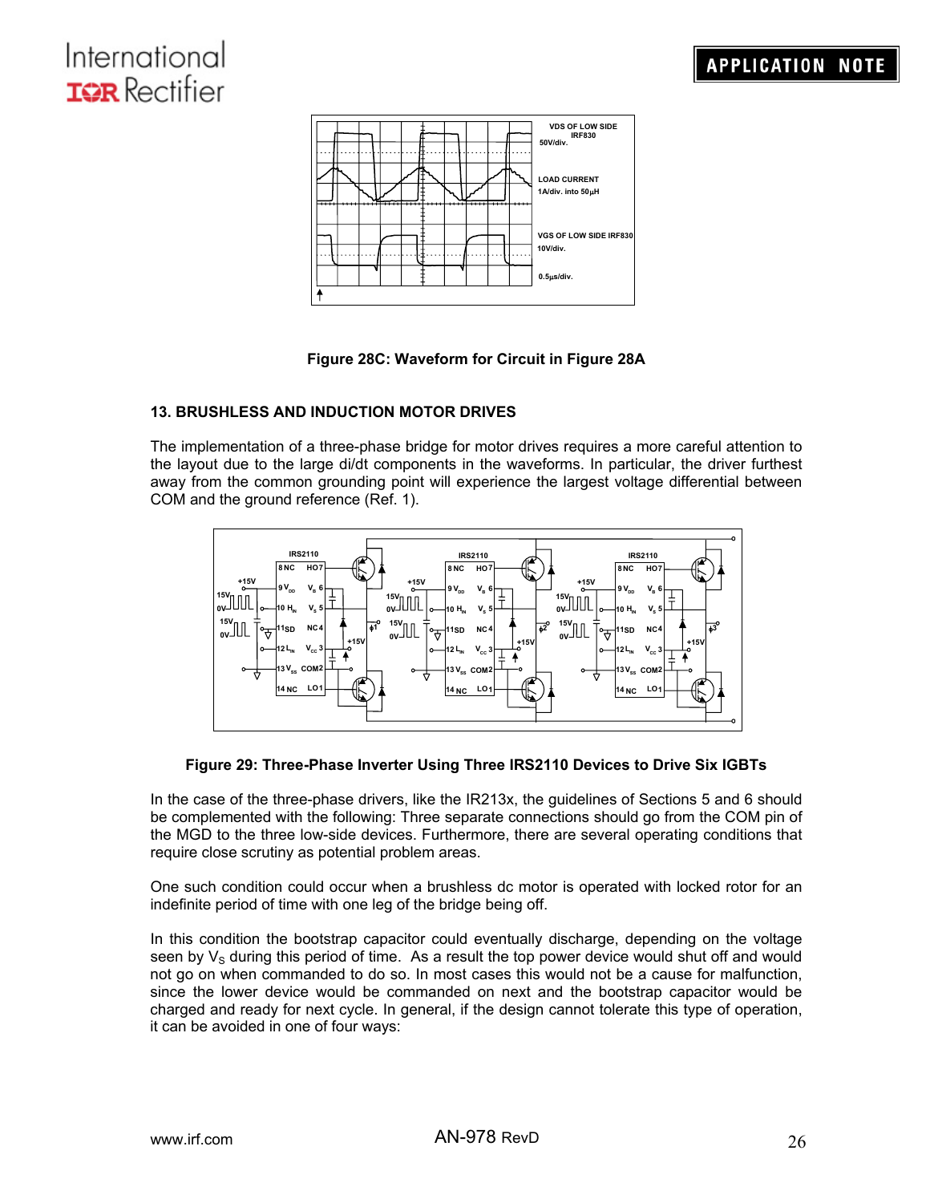Figure 28C: Waveform for Circuit in Figure 28A

## 13. BRUSHLESS AND INDUCTION MOTOR DRIVES

The implementation of a three-phase bridge for motor drives requires a more careful attention to the layout due to the large di/dt components in the waveforms. In particular, the driver furthest away from the common grounding point will experience the largest voltage differential between COM and the ground reference (Ref. 1).

Figure 29: Three-Phase Inverter Using Three IRS2110 Devices to Drive Six IGBTs

In the case of the three-phase drivers, like the IR213x, the guidelines of Sections 5 and 6 should be complemented with the following: Three separate connections should go from the COM pin of the MGD to the three low-side devices. Furthermore, there are several operating conditions that require close scrutiny as potential problem areas.

One such condition could occur when a brushless dc motor is operated with locked rotor for an indefinite period of time with one leg of the bridge being off.

In this condition the bootstrap capacitor could eventually discharge, depending on the voltage seen by $V_S$ during this period of time. As a result the top power device would shut off and would not go on when commanded to do so. In most cases this would not be a cause for malfunction, since the lower device would be commanded on next and the bootstrap capacitor would be charged and ready for next cycle. In general, if the design cannot tolerate this type of operation, it can be avoided in one of four ways: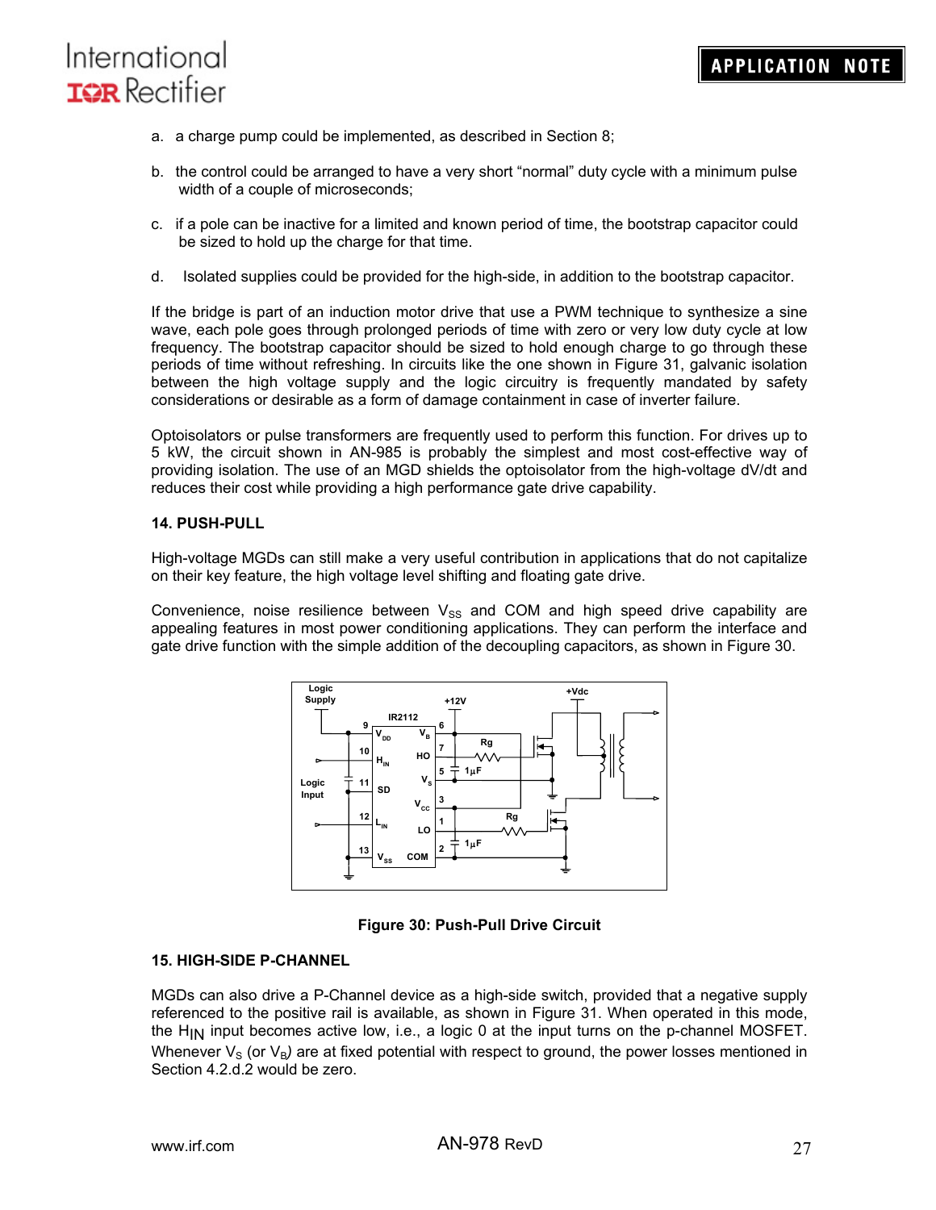a. a charge pump could be implemented, as described in Section 8;

b. the control could be arranged to have a very short "normal" duty cycle with a minimum pulse width of a couple of microseconds;

c. if a pole can be inactive for a limited and known period of time, the bootstrap capacitor could be sized to hold up the charge for that time.

d. Isolated supplies could be provided for the high-side, in addition to the bootstrap capacitor.

If the bridge is part of an induction motor drive that use a PWM technique to synthesize a sine wave, each pole goes through prolonged periods of time with zero or very low duty cycle at low frequency. The bootstrap capacitor should be sized to hold enough charge to go through these periods of time without refreshing. In circuits like the one shown in Figure 31, galvanic isolation between the high voltage supply and the logic circuitry is frequently mandated by safety considerations or desirable as a form of damage containment in case of inverter failure.

Optoisolators or pulse transformers are frequently used to perform this function. For drives up to 5 kW, the circuit shown in AN-985 is probably the simplest and most cost-effective way of providing isolation. The use of an MGD shields the optoisolator from the high-voltage dV/dt and reduces their cost while providing a high performance gate drive capability.

## 14. PUSH-PULL

High-voltage MGDs can still make a very useful contribution in applications that do not capitalize on their key feature, the high voltage level shifting and floating gate drive.

Convenience, noise resilience between $V_{SS}$ and COM and high speed drive capability are appealing features in most power conditioning applications. They can perform the interface and gate drive function with the simple addition of the decoupling capacitors, as shown in Figure 30.

**Figure 30: Push-Pull Drive Circuit**

## 15. HIGH-SIDE P-CHANNEL

MGDs can also drive a P-Channel device as a high-side switch, provided that a negative supply referenced to the positive rail is available, as shown in Figure 31. When operated in this mode, the $H_{IN}$ input becomes active low, i.e., a logic 0 at the input turns on the p-channel MOSFET. Whenever $V_S$ (or $V_B$) are at fixed potential with respect to ground, the power losses mentioned in Section 4.2.d.2 would be zero.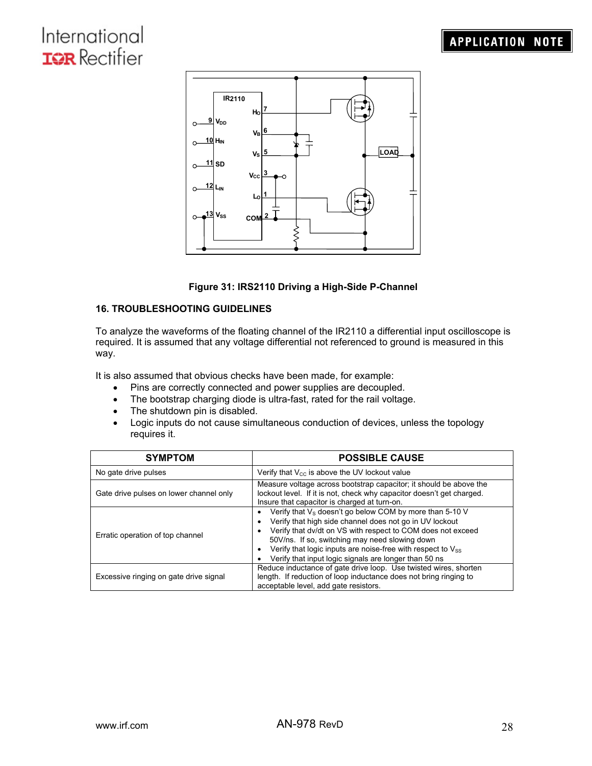**Figure 31: IRS2110 Driving a High-Side P-Channel**

## 16. TROUBLESHOOTING GUIDELINES

To analyze the waveforms of the floating channel of the IR2110 a differential input oscilloscope is required. It is assumed that any voltage differential not referenced to ground is measured in this way.

It is also assumed that obvious checks have been made, for example:

- Pins are correctly connected and power supplies are decoupled.
- The bootstrap charging diode is ultra-fast, rated for the rail voltage.
- The shutdown pin is disabled.
- Logic inputs do not cause simultaneous conduction of devices, unless the topology requires it.

| SYMPTOM | POSSIBLE CAUSE |
|---|---|
| No gate drive pulses | Verify that $V_{CC}$ is above the UV lockout value |
| Gate drive pulses on lower channel only | Measure voltage across bootstrap capacitor; it should be above the lockout level. If it is not, check why capacitor doesn't get charged. Insure that capacitor is charged at turn-on. |
| Erratic operation of top channel | • Verify that $V_S$ doesn't go below COM by more than 5-10 V<br>• Verify that high side channel does not go in UV lockout<br>• Verify that dv/dt on VS with respect to COM does not exceed 50V/ns. If so, switching may need slowing down<br>• Verify that logic inputs are noise-free with respect to $V_{SS}$<br>• Verify that input logic signals are longer than 50 ns |
| Excessive ringing on gate drive signal | Reduce inductance of gate drive loop. Use twisted wires, shorten length. If reduction of loop inductance does not bring ringing to acceptable level, add gate resistors. |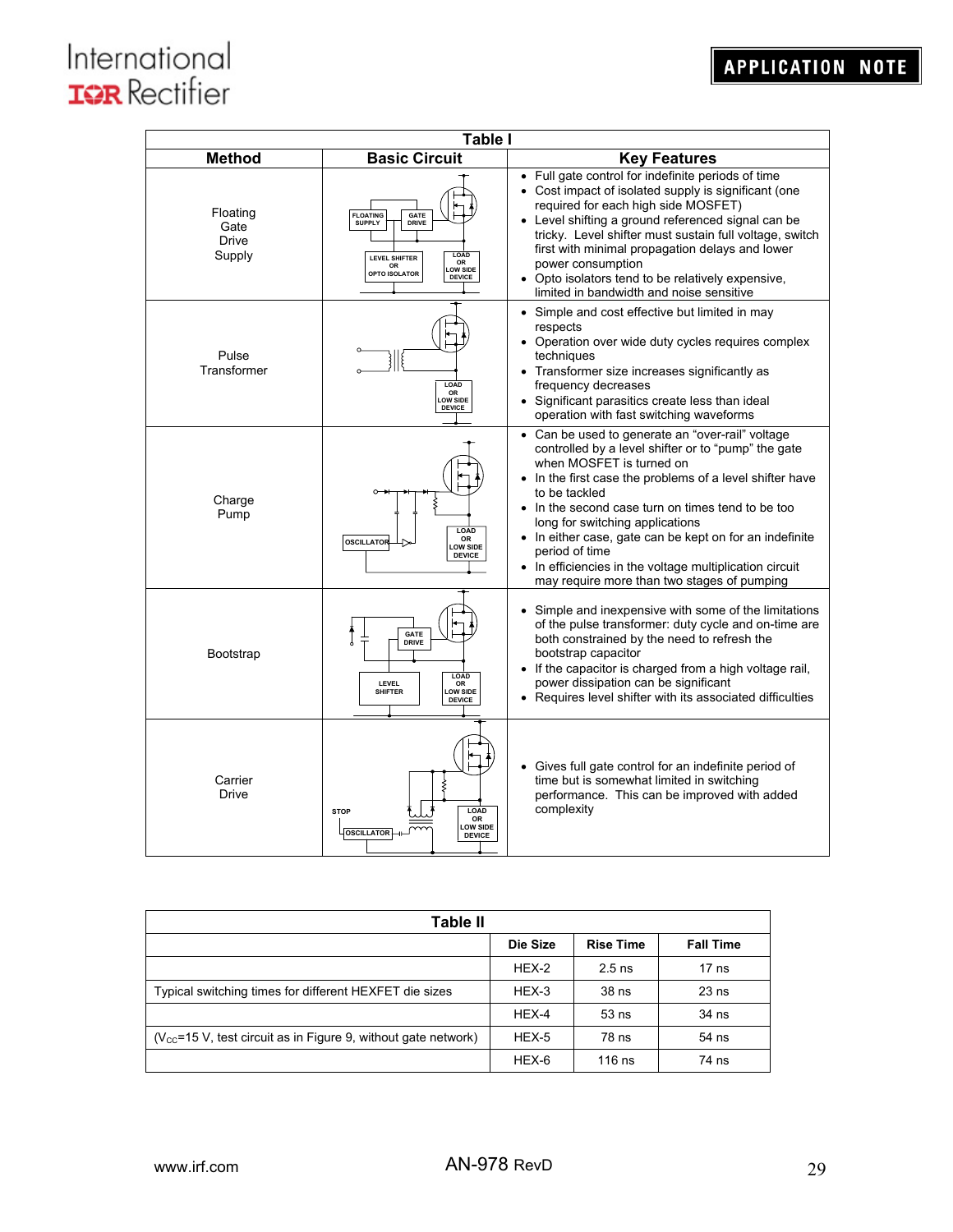**Table I**

| Method | Basic Circuit | Key Features |
|---|---|---|
| Floating Gate Drive Supply | FLOATING SUPPLY, GATE DRIVE, LEVEL SHIFTER OR OPTO ISOLATOR, LOAD OR LOW SIDE DEVICE | • Full gate control for indefinite periods of time<br>• Cost impact of isolated supply is significant (one required for each high side MOSFET)<br>• Level shifting a ground referenced signal can be tricky. Level shifter must sustain full voltage, switch first with minimal propagation delays and lower power consumption<br>• Opto isolators tend to be relatively expensive, limited in bandwidth and noise sensitive |
| Pulse Transformer | LOAD OR LOW SIDE DEVICE | • Simple and cost effective but limited in may respects<br>• Operation over wide duty cycles requires complex techniques<br>• Transformer size increases significantly as frequency decreases<br>• Significant parasitics create less than ideal operation with fast switching waveforms |
| Charge Pump | OSCILLATOR, LOAD OR LOW SIDE DEVICE | • Can be used to generate an "over-rail" voltage controlled by a level shifter or to "pump" the gate when MOSFET is turned on<br>• In the first case the problems of a level shifter have to be tackled<br>• In the second case turn on times tend to be too long for switching applications<br>• In either case, gate can be kept on for an indefinite period of time<br>• In efficiencies in the voltage multiplication circuit may require more than two stages of pumping |
| Bootstrap | GATE DRIVE, LEVEL SHIFTER, LOAD OR LOW SIDE DEVICE | • Simple and inexpensive with some of the limitations of the pulse transformer: duty cycle and on-time are both constrained by the need to refresh the bootstrap capacitor<br>• If the capacitor is charged from a high voltage rail, power dissipation can be significant<br>• Requires level shifter with its associated difficulties |
| Carrier Drive | STOP, OSCILLATOR, LOAD OR LOW SIDE DEVICE | • Gives full gate control for an indefinite period of time but is somewhat limited in switching performance. This can be improved with added complexity |

**Table II**

| | Die Size | Rise Time | Fall Time |
|---|---|---|---|
| | HEX-2 | 2.5 ns | 17 ns |
| Typical switching times for different HEXFET die sizes | HEX-3 | 38 ns | 23 ns |
| | HEX-4 | 53 ns | 34 ns |
| ($V_{CC}$=15 V, test circuit as in Figure 9, without gate network) | HEX-5 | 78 ns | 54 ns |
| | HEX-6 | 116 ns | 74 ns |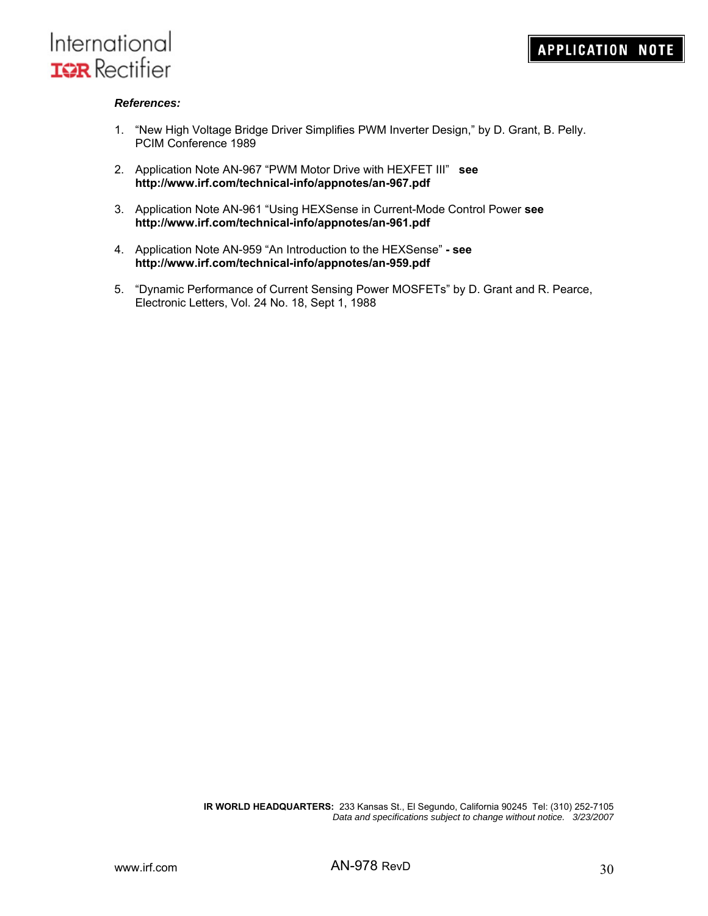***References:***

1. "New High Voltage Bridge Driver Simplifies PWM Inverter Design," by D. Grant, B. Pelly. PCIM Conference 1989

2. Application Note AN-967 "PWM Motor Drive with HEXFET III" **see http://www.irf.com/technical-info/appnotes/an-967.pdf**

3. Application Note AN-961 "Using HEXSense in Current-Mode Control Power **see http://www.irf.com/technical-info/appnotes/an-961.pdf**

4. Application Note AN-959 "An Introduction to the HEXSense" **- see http://www.irf.com/technical-info/appnotes/an-959.pdf**

5. "Dynamic Performance of Current Sensing Power MOSFETs" by D. Grant and R. Pearce, Electronic Letters, Vol. 24 No. 18, Sept 1, 1988

**IR WORLD HEADQUARTERS:** 233 Kansas St., El Segundo, California 90245 Tel: (310) 252-7105
*Data and specifications subject to change without notice. 3/23/2007*